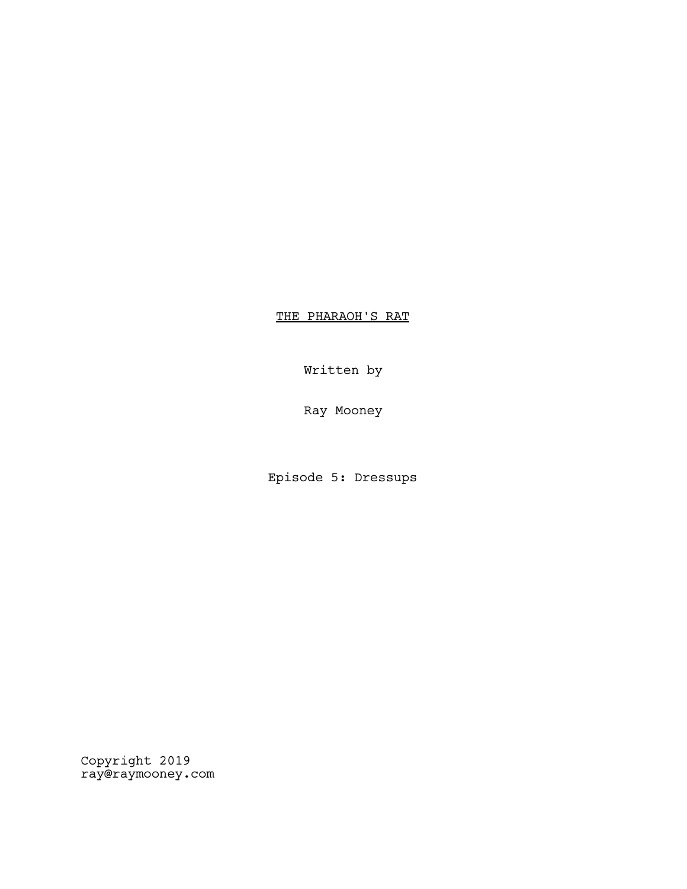<u>THE PHARAOH'S RAT</u>

Written by

Ray Mooney

Episode 5: Dressups

Copyright 2019
ray@raymooney.com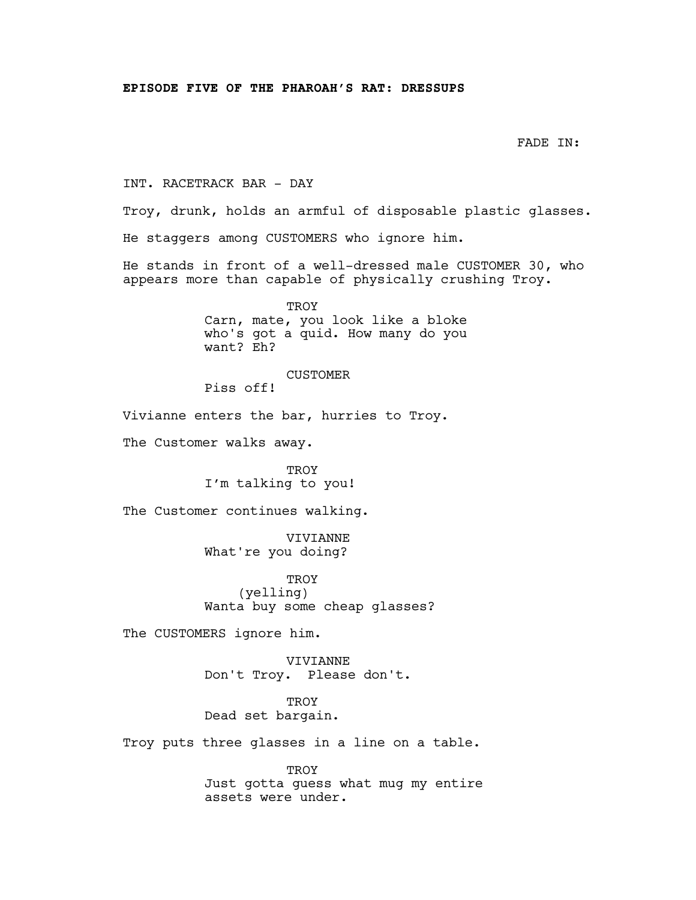**EPISODE FIVE OF THE PHAROAH'S RAT: DRESSUPS**

FADE IN:

INT. RACETRACK BAR - DAY

Troy, drunk, holds an armful of disposable plastic glasses.

He staggers among CUSTOMERS who ignore him.

He stands in front of a well-dressed male CUSTOMER 30, who appears more than capable of physically crushing Troy.

TROY
Carn, mate, you look like a bloke who's got a quid. How many do you want? Eh?

CUSTOMER
Piss off!

Vivianne enters the bar, hurries to Troy.

The Customer walks away.

TROY
I'm talking to you!

The Customer continues walking.

VIVIANNE
What're you doing?

TROY
(yelling)
Wanta buy some cheap glasses?

The CUSTOMERS ignore him.

VIVIANNE
Don't Troy.  Please don't.

TROY
Dead set bargain.

Troy puts three glasses in a line on a table.

TROY
Just gotta guess what mug my entire assets were under.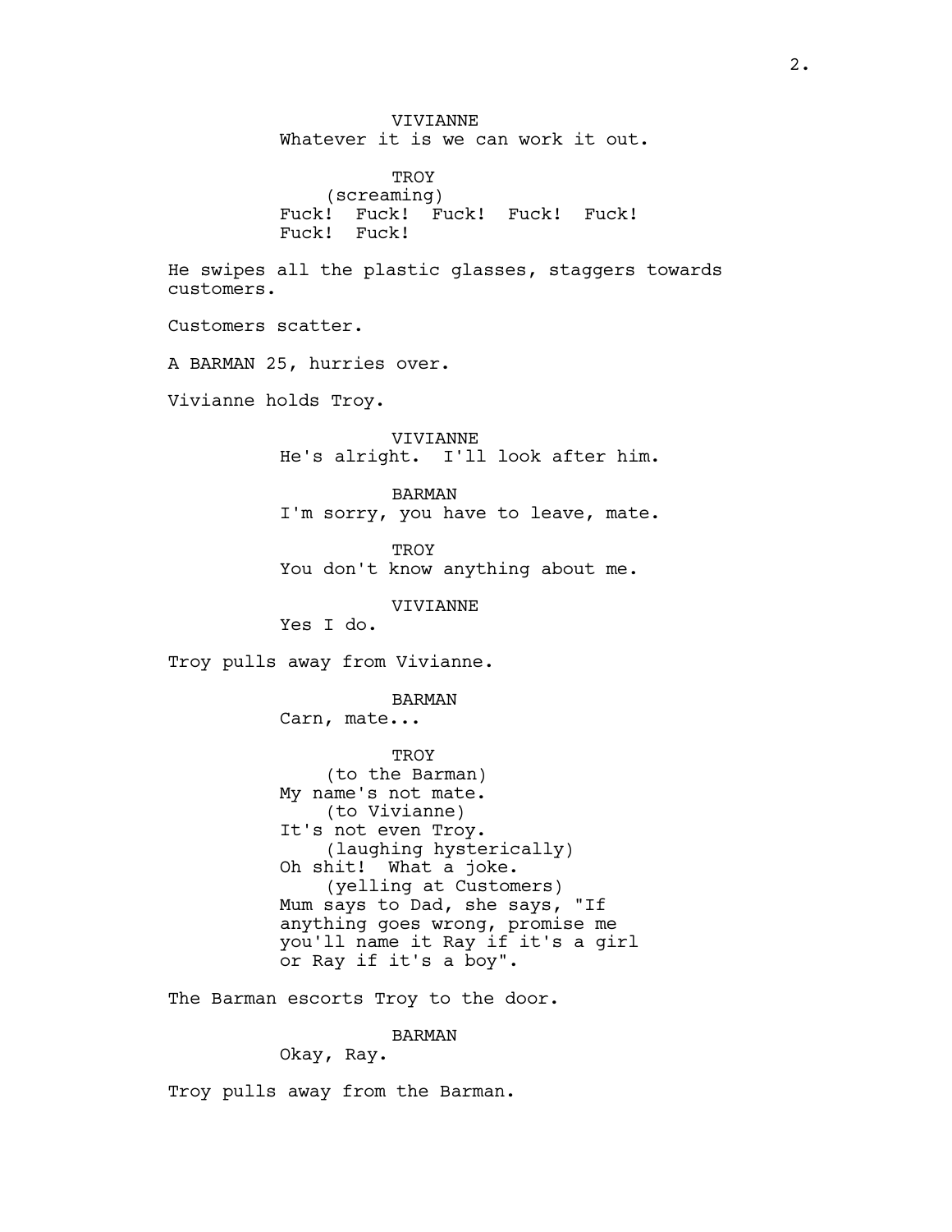VIVIANNE
Whatever it is we can work it out.

TROY
(screaming)
Fuck! Fuck! Fuck! Fuck! Fuck!
Fuck! Fuck!

He swipes all the plastic glasses, staggers towards customers.

Customers scatter.

A BARMAN 25, hurries over.

Vivianne holds Troy.

VIVIANNE
He's alright. I'll look after him.

BARMAN
I'm sorry, you have to leave, mate.

TROY
You don't know anything about me.

VIVIANNE
Yes I do.

Troy pulls away from Vivianne.

BARMAN
Carn, mate...

TROY
(to the Barman)
My name's not mate.
(to Vivianne)
It's not even Troy.
(laughing hysterically)
Oh shit! What a joke.
(yelling at Customers)
Mum says to Dad, she says, "If anything goes wrong, promise me you'll name it Ray if it's a girl or Ray if it's a boy".

The Barman escorts Troy to the door.

BARMAN
Okay, Ray.

Troy pulls away from the Barman.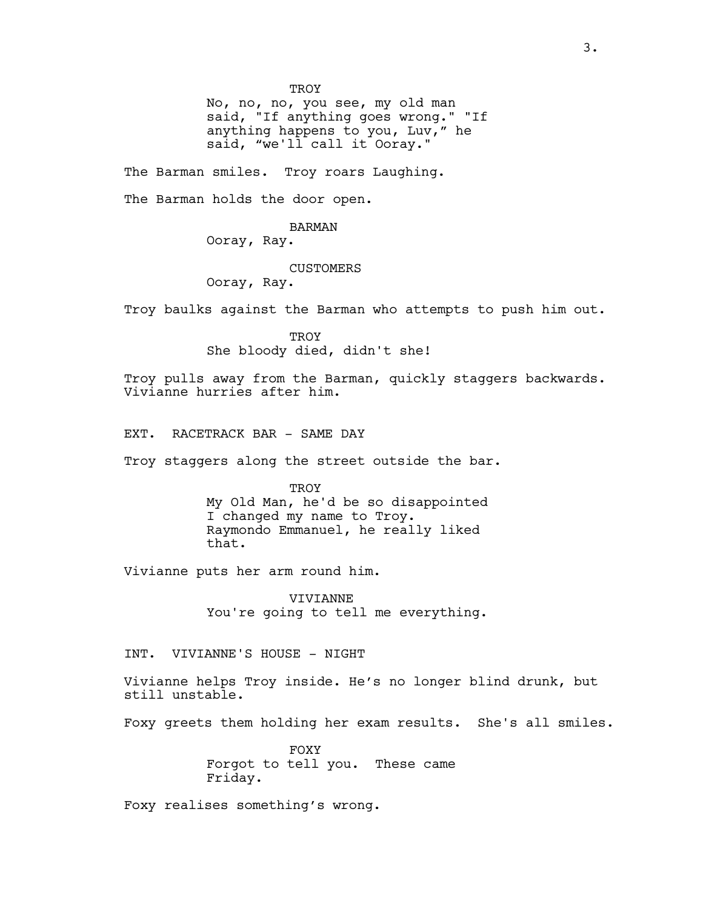TROY

No, no, no, you see, my old man said, "If anything goes wrong." "If anything happens to you, Luv," he said, "we'll call it Ooray."

The Barman smiles. Troy roars Laughing.

The Barman holds the door open.

BARMAN

Ooray, Ray.

CUSTOMERS

Ooray, Ray.

Troy baulks against the Barman who attempts to push him out.

TROY

She bloody died, didn't she!

Troy pulls away from the Barman, quickly staggers backwards. Vivianne hurries after him.

EXT. RACETRACK BAR - SAME DAY

Troy staggers along the street outside the bar.

TROY

My Old Man, he'd be so disappointed I changed my name to Troy. Raymondo Emmanuel, he really liked that.

Vivianne puts her arm round him.

VIVIANNE

You're going to tell me everything.

INT. VIVIANNE'S HOUSE - NIGHT

Vivianne helps Troy inside. He's no longer blind drunk, but still unstable.

Foxy greets them holding her exam results. She's all smiles.

FOXY

Forgot to tell you. These came Friday.

Foxy realises something's wrong.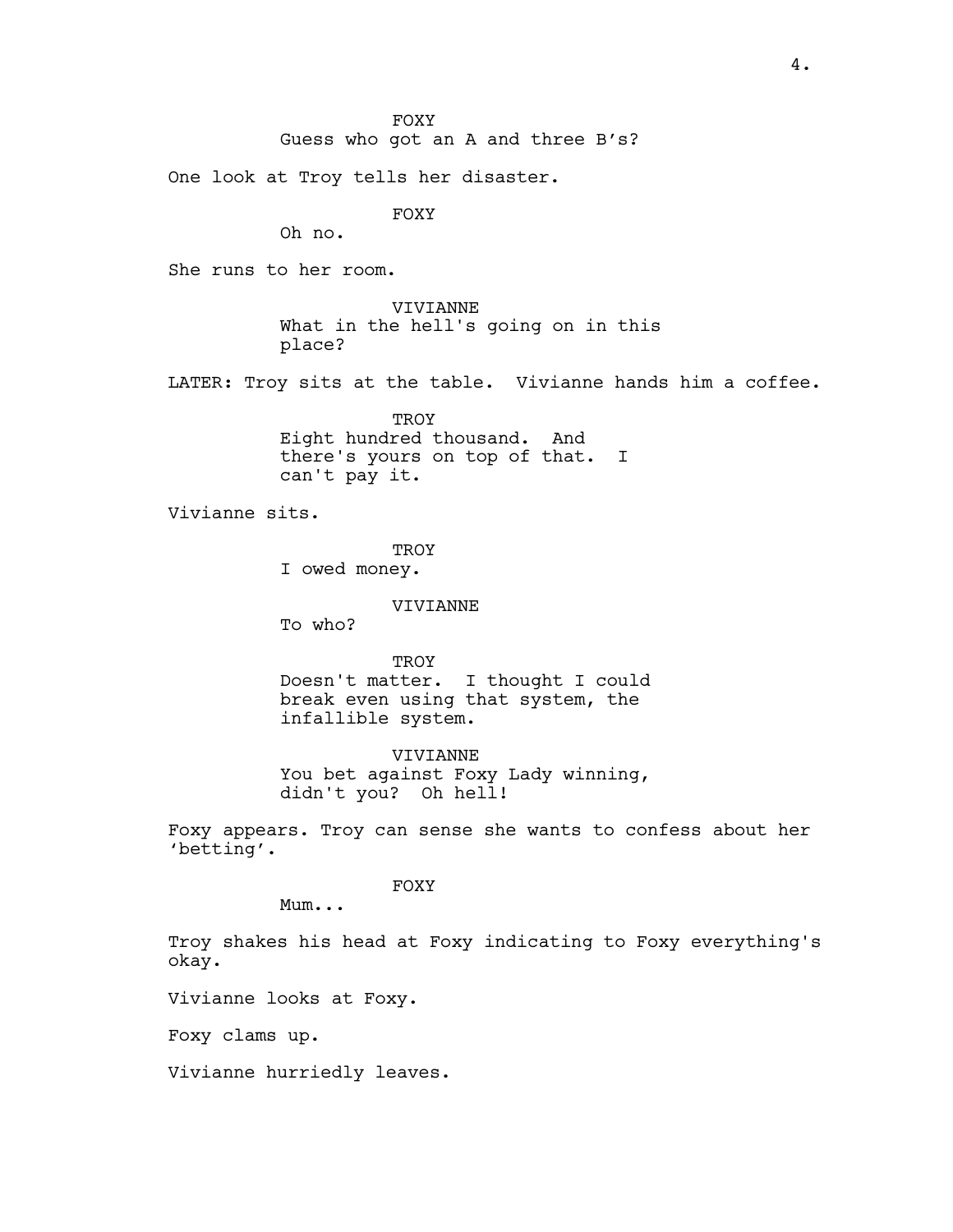FOXY
Guess who got an A and three B’s?

One look at Troy tells her disaster.

FOXY
Oh no.

She runs to her room.

VIVIANNE
What in the hell's going on in this place?

LATER: Troy sits at the table. Vivianne hands him a coffee.

TROY
Eight hundred thousand. And there's yours on top of that. I can't pay it.

Vivianne sits.

TROY
I owed money.

VIVIANNE
To who?

TROY
Doesn't matter. I thought I could break even using that system, the infallible system.

VIVIANNE
You bet against Foxy Lady winning, didn't you? Oh hell!

Foxy appears. Troy can sense she wants to confess about her ‘betting’.

FOXY
Mum...

Troy shakes his head at Foxy indicating to Foxy everything's okay.

Vivianne looks at Foxy.

Foxy clams up.

Vivianne hurriedly leaves.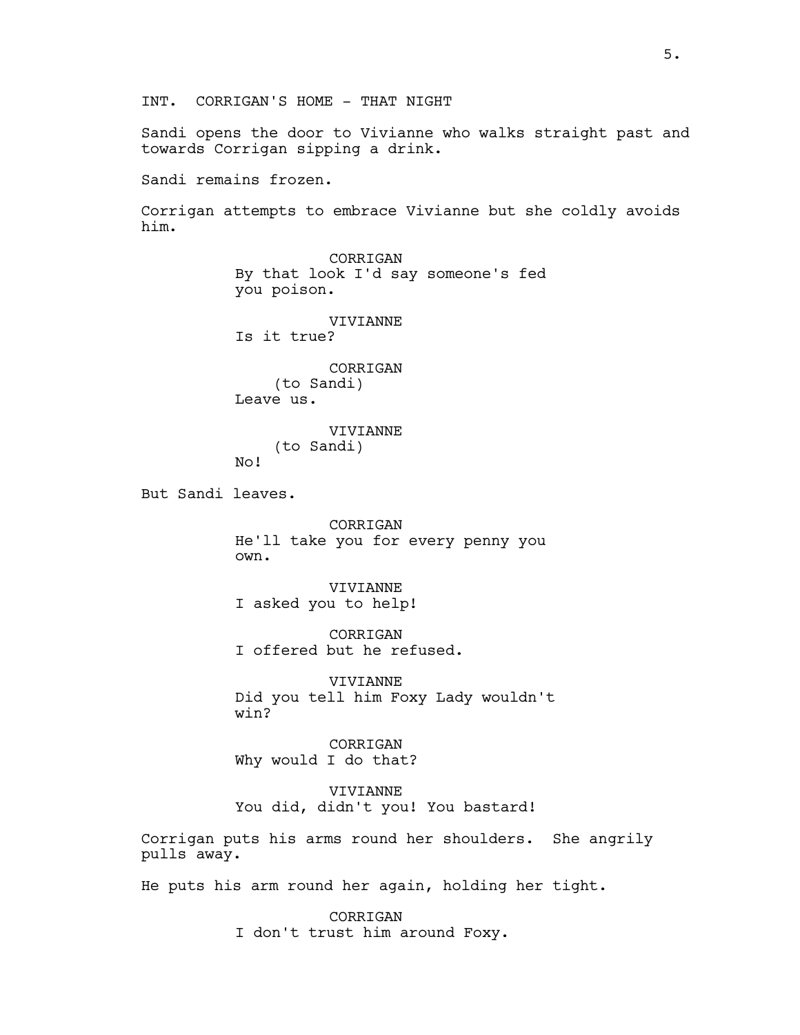INT. CORRIGAN'S HOME - THAT NIGHT

Sandi opens the door to Vivianne who walks straight past and towards Corrigan sipping a drink.

Sandi remains frozen.

Corrigan attempts to embrace Vivianne but she coldly avoids him.

CORRIGAN
By that look I'd say someone's fed you poison.

VIVIANNE
Is it true?

CORRIGAN
(to Sandi)
Leave us.

VIVIANNE
(to Sandi)
No!

But Sandi leaves.

CORRIGAN
He'll take you for every penny you own.

VIVIANNE
I asked you to help!

CORRIGAN
I offered but he refused.

VIVIANNE
Did you tell him Foxy Lady wouldn't win?

CORRIGAN
Why would I do that?

VIVIANNE
You did, didn't you! You bastard!

Corrigan puts his arms round her shoulders. She angrily pulls away.

He puts his arm round her again, holding her tight.

CORRIGAN
I don't trust him around Foxy.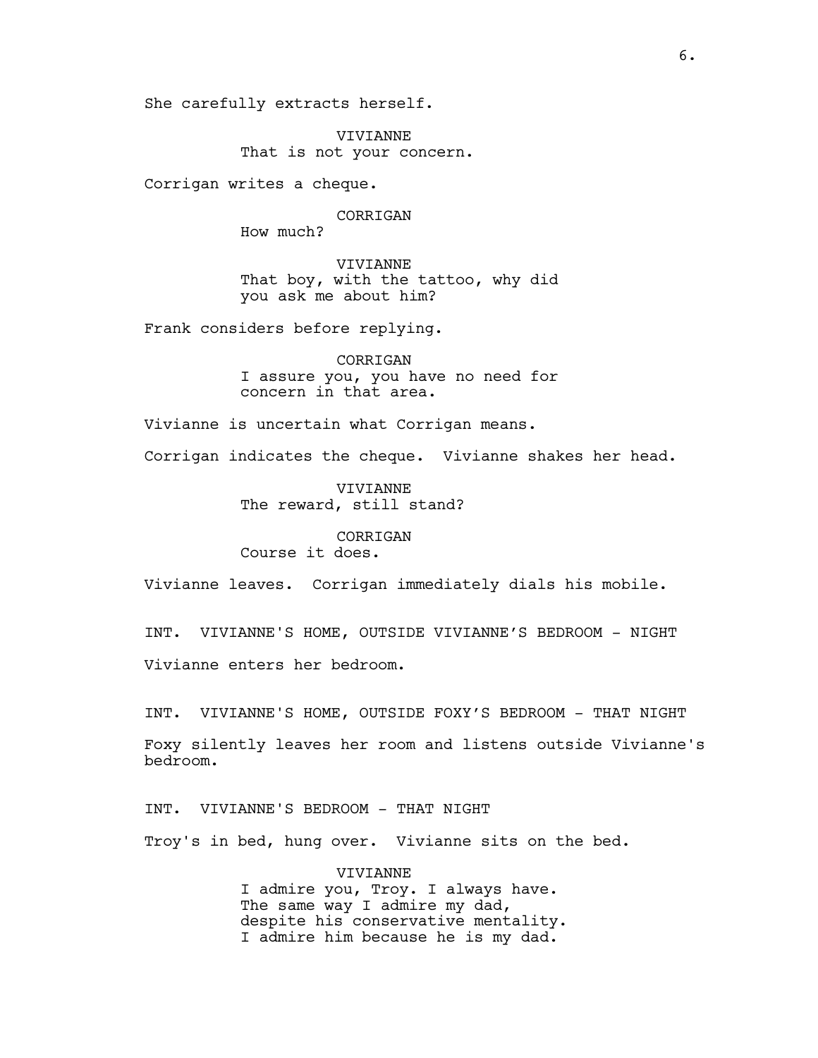She carefully extracts herself.

VIVIANNE
That is not your concern.

Corrigan writes a cheque.

CORRIGAN
How much?

VIVIANNE
That boy, with the tattoo, why did you ask me about him?

Frank considers before replying.

CORRIGAN
I assure you, you have no need for concern in that area.

Vivianne is uncertain what Corrigan means.

Corrigan indicates the cheque. Vivianne shakes her head.

VIVIANNE
The reward, still stand?

CORRIGAN
Course it does.

Vivianne leaves. Corrigan immediately dials his mobile.

INT. VIVIANNE'S HOME, OUTSIDE VIVIANNE'S BEDROOM - NIGHT

Vivianne enters her bedroom.

INT. VIVIANNE'S HOME, OUTSIDE FOXY'S BEDROOM - THAT NIGHT

Foxy silently leaves her room and listens outside Vivianne's bedroom.

INT. VIVIANNE'S BEDROOM - THAT NIGHT

Troy's in bed, hung over. Vivianne sits on the bed.

VIVIANNE
I admire you, Troy. I always have. The same way I admire my dad, despite his conservative mentality. I admire him because he is my dad.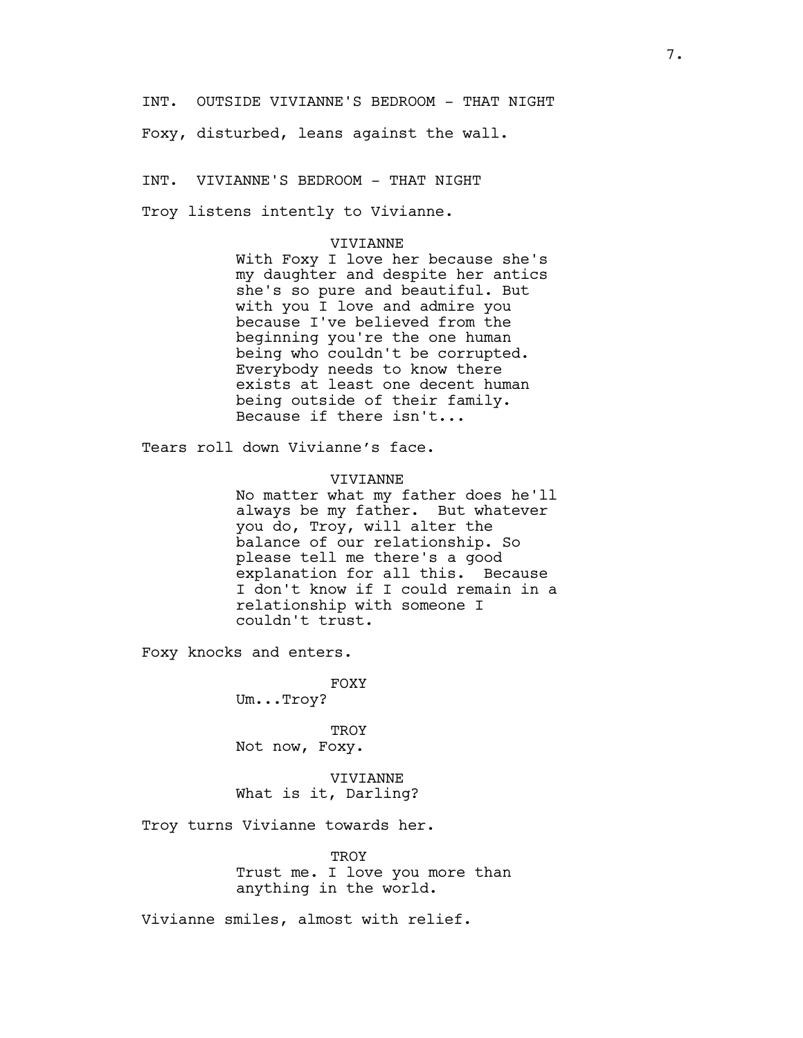INT. OUTSIDE VIVIANNE'S BEDROOM - THAT NIGHT

Foxy, disturbed, leans against the wall.

INT. VIVIANNE'S BEDROOM - THAT NIGHT

Troy listens intently to Vivianne.

VIVIANNE

With Foxy I love her because she's my daughter and despite her antics she's so pure and beautiful. But with you I love and admire you because I've believed from the beginning you're the one human being who couldn't be corrupted. Everybody needs to know there exists at least one decent human being outside of their family. Because if there isn't...

Tears roll down Vivianne's face.

VIVIANNE

No matter what my father does he'll always be my father. But whatever you do, Troy, will alter the balance of our relationship. So please tell me there's a good explanation for all this. Because I don't know if I could remain in a relationship with someone I couldn't trust.

Foxy knocks and enters.

FOXY

Um...Troy?

TROY

Not now, Foxy.

VIVIANNE

What is it, Darling?

Troy turns Vivianne towards her.

TROY

Trust me. I love you more than anything in the world.

Vivianne smiles, almost with relief.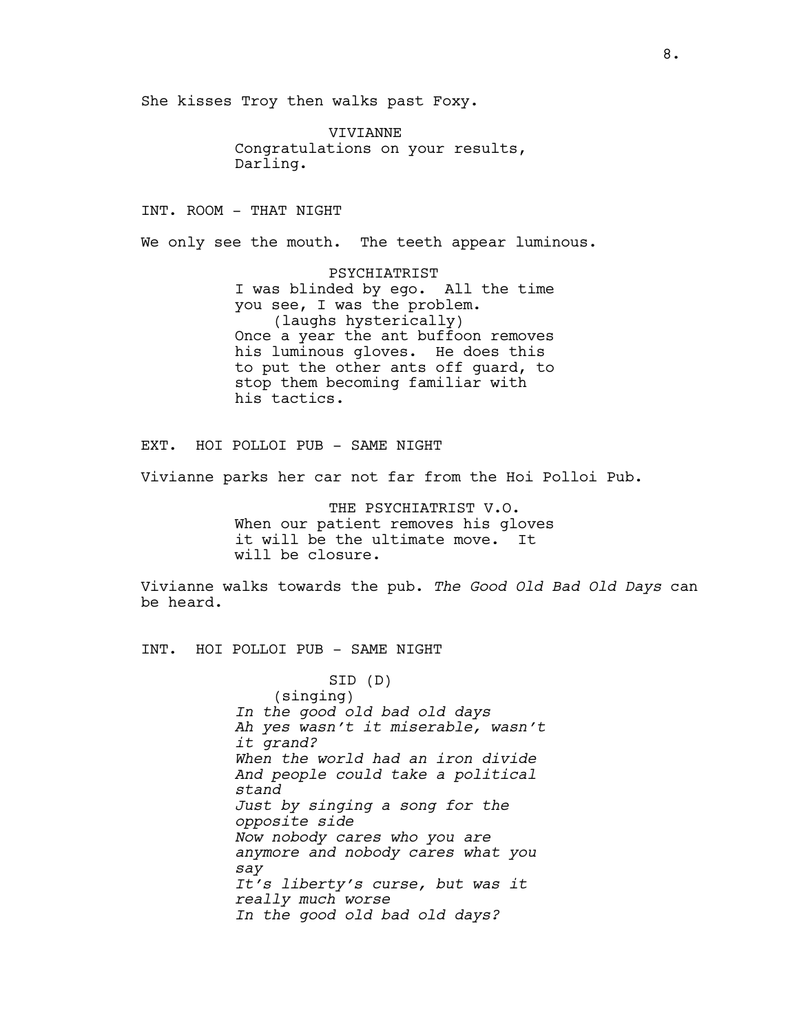She kisses Troy then walks past Foxy.

VIVIANNE
Congratulations on your results, Darling.

INT. ROOM - THAT NIGHT

We only see the mouth. The teeth appear luminous.

PSYCHIATRIST
I was blinded by ego. All the time you see, I was the problem.
(laughs hysterically)
Once a year the ant buffoon removes his luminous gloves. He does this to put the other ants off guard, to stop them becoming familiar with his tactics.

EXT. HOI POLLOI PUB - SAME NIGHT

Vivianne parks her car not far from the Hoi Polloi Pub.

THE PSYCHIATRIST V.O.
When our patient removes his gloves it will be the ultimate move. It will be closure.

Vivianne walks towards the pub. *The Good Old Bad Old Days* can be heard.

INT. HOI POLLOI PUB - SAME NIGHT

SID (D)
(singing)
*In the good old bad old days*
*Ah yes wasn't it miserable, wasn't it grand?*
*When the world had an iron divide*
*And people could take a political stand*
*Just by singing a song for the opposite side*
*Now nobody cares who you are anymore and nobody cares what you say*
*It's liberty's curse, but was it really much worse*
*In the good old bad old days?*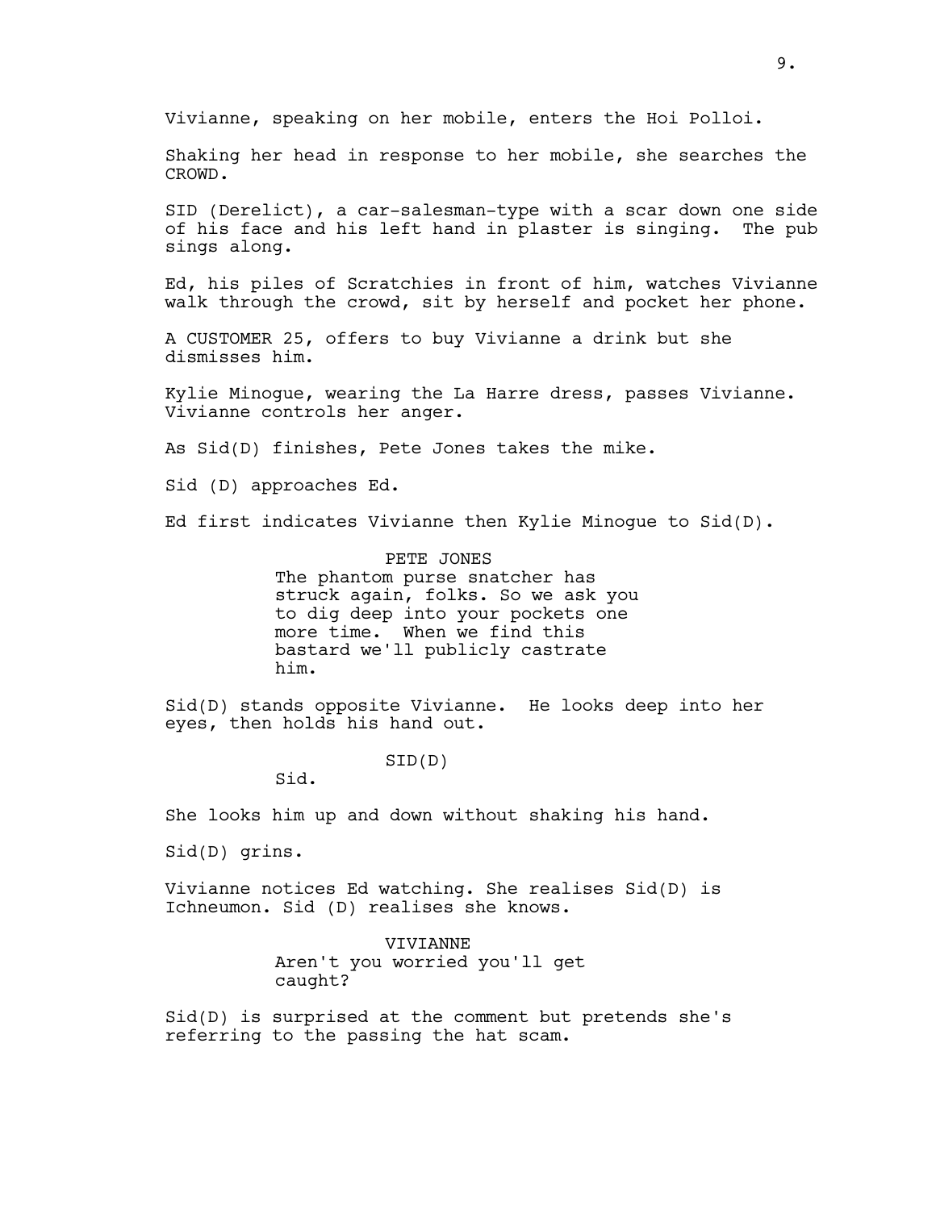Vivianne, speaking on her mobile, enters the Hoi Polloi.

Shaking her head in response to her mobile, she searches the CROWD.

SID (Derelict), a car-salesman-type with a scar down one side of his face and his left hand in plaster is singing. The pub sings along.

Ed, his piles of Scratchies in front of him, watches Vivianne walk through the crowd, sit by herself and pocket her phone.

A CUSTOMER 25, offers to buy Vivianne a drink but she dismisses him.

Kylie Minogue, wearing the La Harre dress, passes Vivianne. Vivianne controls her anger.

As Sid(D) finishes, Pete Jones takes the mike.

Sid (D) approaches Ed.

Ed first indicates Vivianne then Kylie Minogue to Sid(D).

PETE JONES

The phantom purse snatcher has struck again, folks. So we ask you to dig deep into your pockets one more time. When we find this bastard we'll publicly castrate him.

Sid(D) stands opposite Vivianne. He looks deep into her eyes, then holds his hand out.

SID(D)

Sid.

She looks him up and down without shaking his hand.

Sid(D) grins.

Vivianne notices Ed watching. She realises Sid(D) is Ichneumon. Sid (D) realises she knows.

VIVIANNE

Aren't you worried you'll get caught?

Sid(D) is surprised at the comment but pretends she's referring to the passing the hat scam.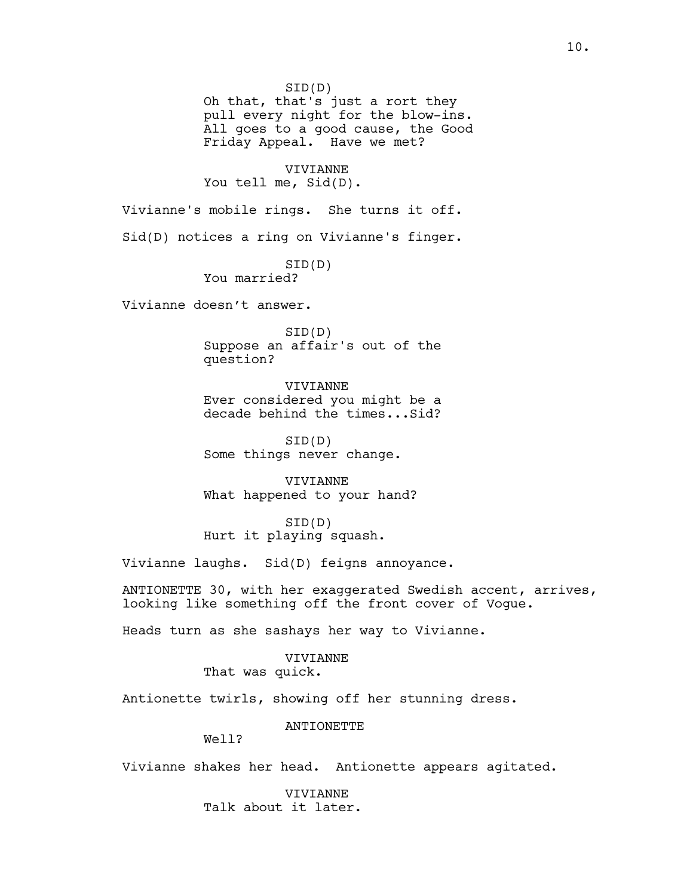SID(D)
Oh that, that's just a rort they pull every night for the blow-ins. All goes to a good cause, the Good Friday Appeal. Have we met?

VIVIANNE
You tell me, Sid(D).

Vivianne's mobile rings. She turns it off.

Sid(D) notices a ring on Vivianne's finger.

SID(D)
You married?

Vivianne doesn't answer.

SID(D)
Suppose an affair's out of the question?

VIVIANNE
Ever considered you might be a decade behind the times...Sid?

SID(D)
Some things never change.

VIVIANNE
What happened to your hand?

SID(D)
Hurt it playing squash.

Vivianne laughs. Sid(D) feigns annoyance.

ANTIONETTE 30, with her exaggerated Swedish accent, arrives, looking like something off the front cover of Vogue.

Heads turn as she sashays her way to Vivianne.

VIVIANNE
That was quick.

Antionette twirls, showing off her stunning dress.

ANTIONETTE
Well?

Vivianne shakes her head. Antionette appears agitated.

VIVIANNE
Talk about it later.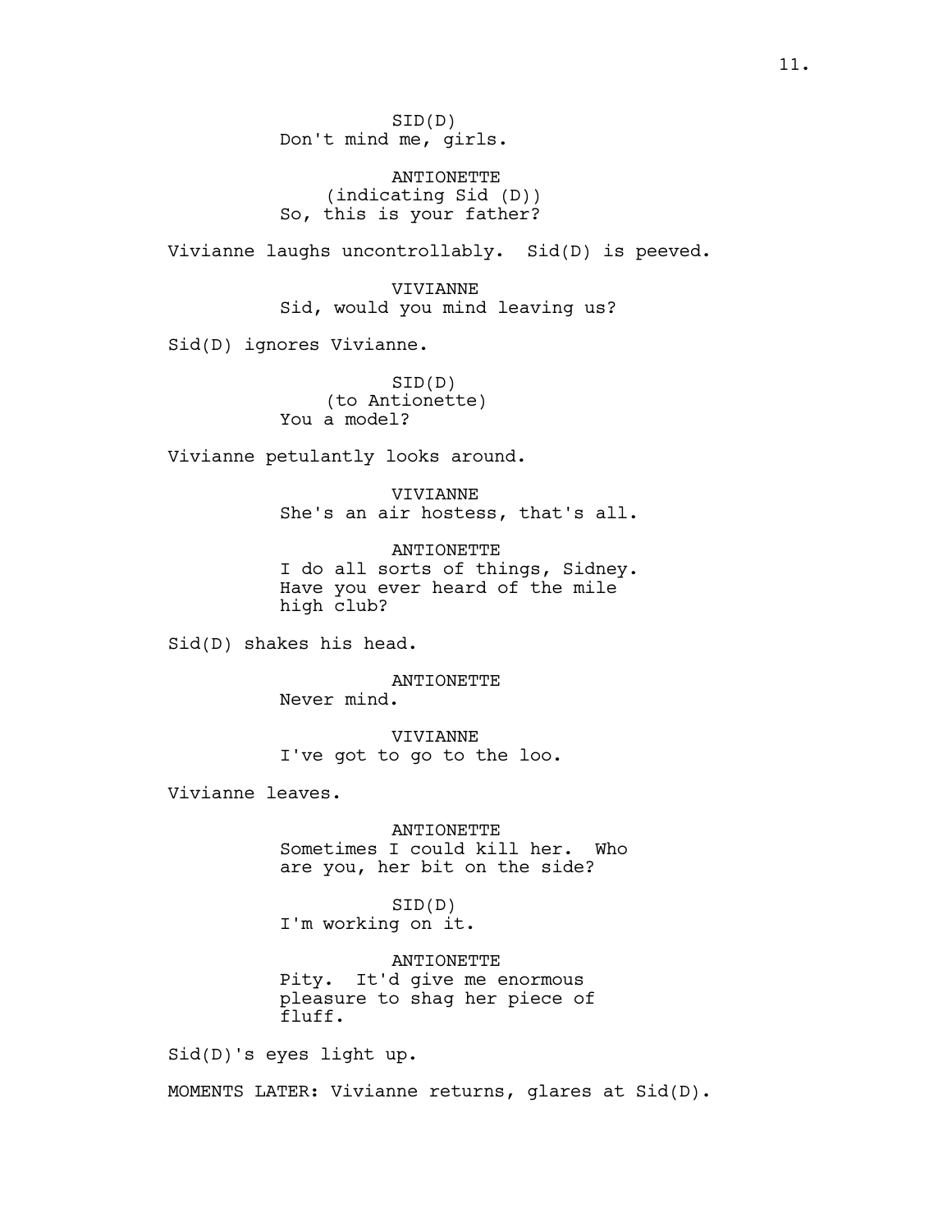SID(D)
Don't mind me, girls.

ANTIONETTE
(indicating Sid (D))
So, this is your father?

Vivianne laughs uncontrollably. Sid(D) is peeved.

VIVIANNE
Sid, would you mind leaving us?

Sid(D) ignores Vivianne.

SID(D)
(to Antionette)
You a model?

Vivianne petulantly looks around.

VIVIANNE
She's an air hostess, that's all.

ANTIONETTE
I do all sorts of things, Sidney. Have you ever heard of the mile high club?

Sid(D) shakes his head.

ANTIONETTE
Never mind.

VIVIANNE
I've got to go to the loo.

Vivianne leaves.

ANTIONETTE
Sometimes I could kill her. Who are you, her bit on the side?

SID(D)
I'm working on it.

ANTIONETTE
Pity. It'd give me enormous pleasure to shag her piece of fluff.

Sid(D)'s eyes light up.

MOMENTS LATER: Vivianne returns, glares at Sid(D).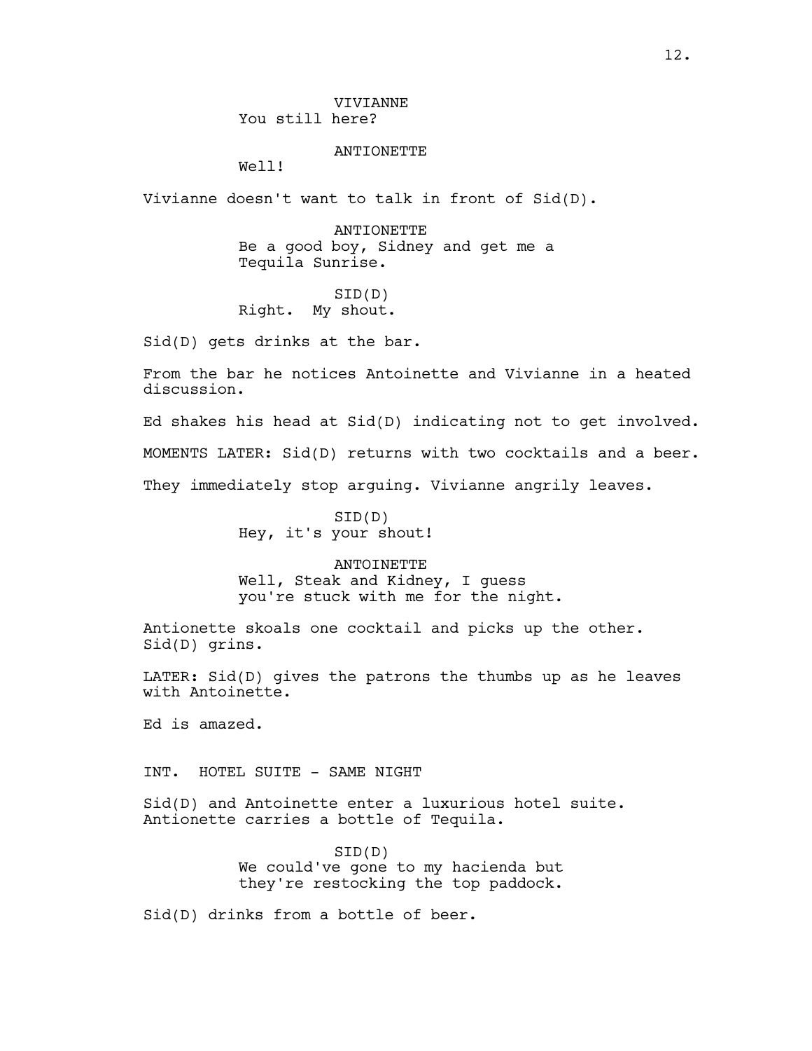VIVIANNE
You still here?

ANTIONETTE
Well!

Vivianne doesn't want to talk in front of Sid(D).

ANTIONETTE
Be a good boy, Sidney and get me a Tequila Sunrise.

SID(D)
Right. My shout.

Sid(D) gets drinks at the bar.

From the bar he notices Antoinette and Vivianne in a heated discussion.

Ed shakes his head at Sid(D) indicating not to get involved.

MOMENTS LATER: Sid(D) returns with two cocktails and a beer.

They immediately stop arguing. Vivianne angrily leaves.

SID(D)
Hey, it's your shout!

ANTOINETTE
Well, Steak and Kidney, I guess you're stuck with me for the night.

Antionette skoals one cocktail and picks up the other. Sid(D) grins.

LATER: Sid(D) gives the patrons the thumbs up as he leaves with Antoinette.

Ed is amazed.

INT. HOTEL SUITE - SAME NIGHT

Sid(D) and Antoinette enter a luxurious hotel suite. Antionette carries a bottle of Tequila.

SID(D)
We could've gone to my hacienda but they're restocking the top paddock.

Sid(D) drinks from a bottle of beer.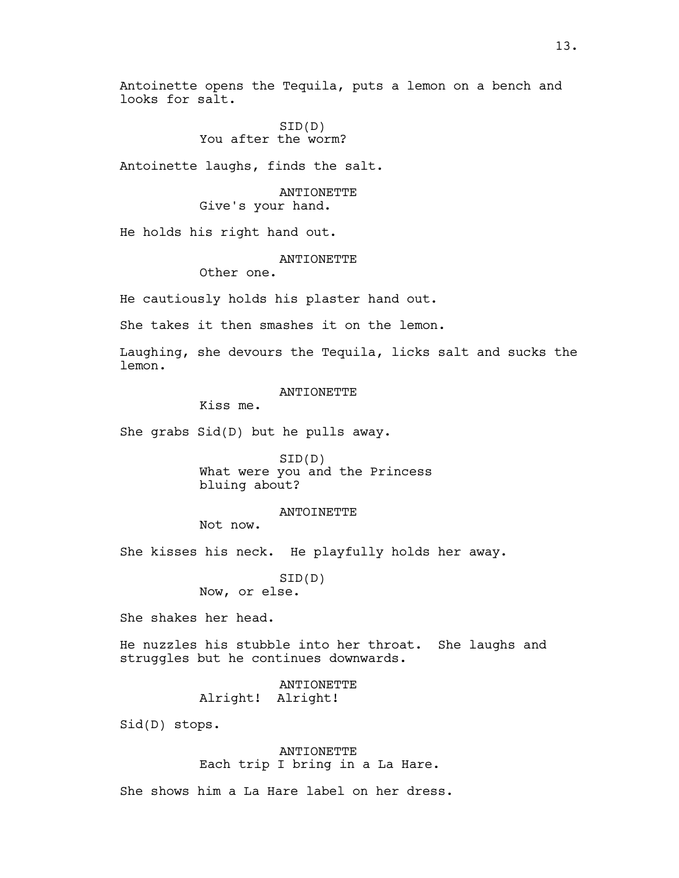Antoinette opens the Tequila, puts a lemon on a bench and looks for salt.

SID(D)
You after the worm?

Antoinette laughs, finds the salt.

ANTIONETTE
Give's your hand.

He holds his right hand out.

ANTIONETTE
Other one.

He cautiously holds his plaster hand out.

She takes it then smashes it on the lemon.

Laughing, she devours the Tequila, licks salt and sucks the lemon.

ANTIONETTE
Kiss me.

She grabs Sid(D) but he pulls away.

SID(D)
What were you and the Princess bluing about?

ANTOINETTE
Not now.

She kisses his neck. He playfully holds her away.

SID(D)
Now, or else.

She shakes her head.

He nuzzles his stubble into her throat. She laughs and struggles but he continues downwards.

ANTIONETTE
Alright! Alright!

Sid(D) stops.

ANTIONETTE
Each trip I bring in a La Hare.

She shows him a La Hare label on her dress.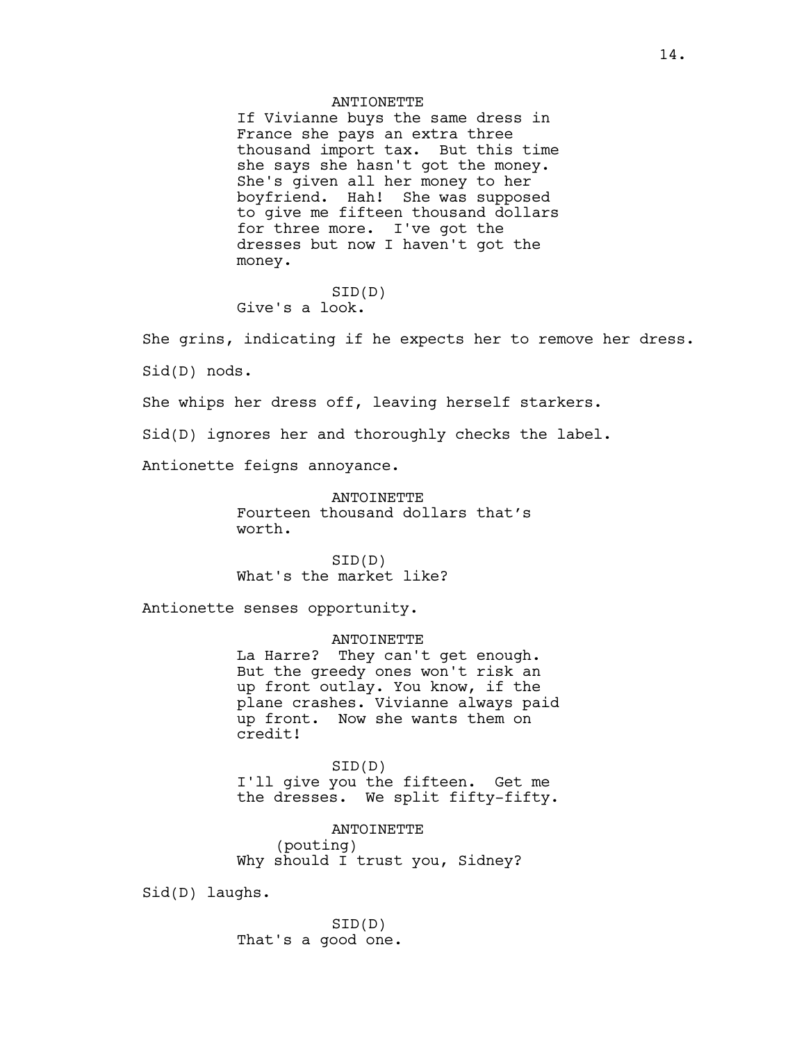ANTIONETTE
If Vivianne buys the same dress in France she pays an extra three thousand import tax. But this time she says she hasn't got the money. She's given all her money to her boyfriend. Hah! She was supposed to give me fifteen thousand dollars for three more. I've got the dresses but now I haven't got the money.

SID(D)
Give's a look.

She grins, indicating if he expects her to remove her dress.

Sid(D) nods.

She whips her dress off, leaving herself starkers.

Sid(D) ignores her and thoroughly checks the label.

Antionette feigns annoyance.

ANTOINETTE
Fourteen thousand dollars that's worth.

SID(D)
What's the market like?

Antionette senses opportunity.

ANTOINETTE
La Harre? They can't get enough. But the greedy ones won't risk an up front outlay. You know, if the plane crashes. Vivianne always paid up front. Now she wants them on credit!

SID(D)
I'll give you the fifteen. Get me the dresses. We split fifty-fifty.

ANTOINETTE
(pouting)
Why should I trust you, Sidney?

Sid(D) laughs.

SID(D)
That's a good one.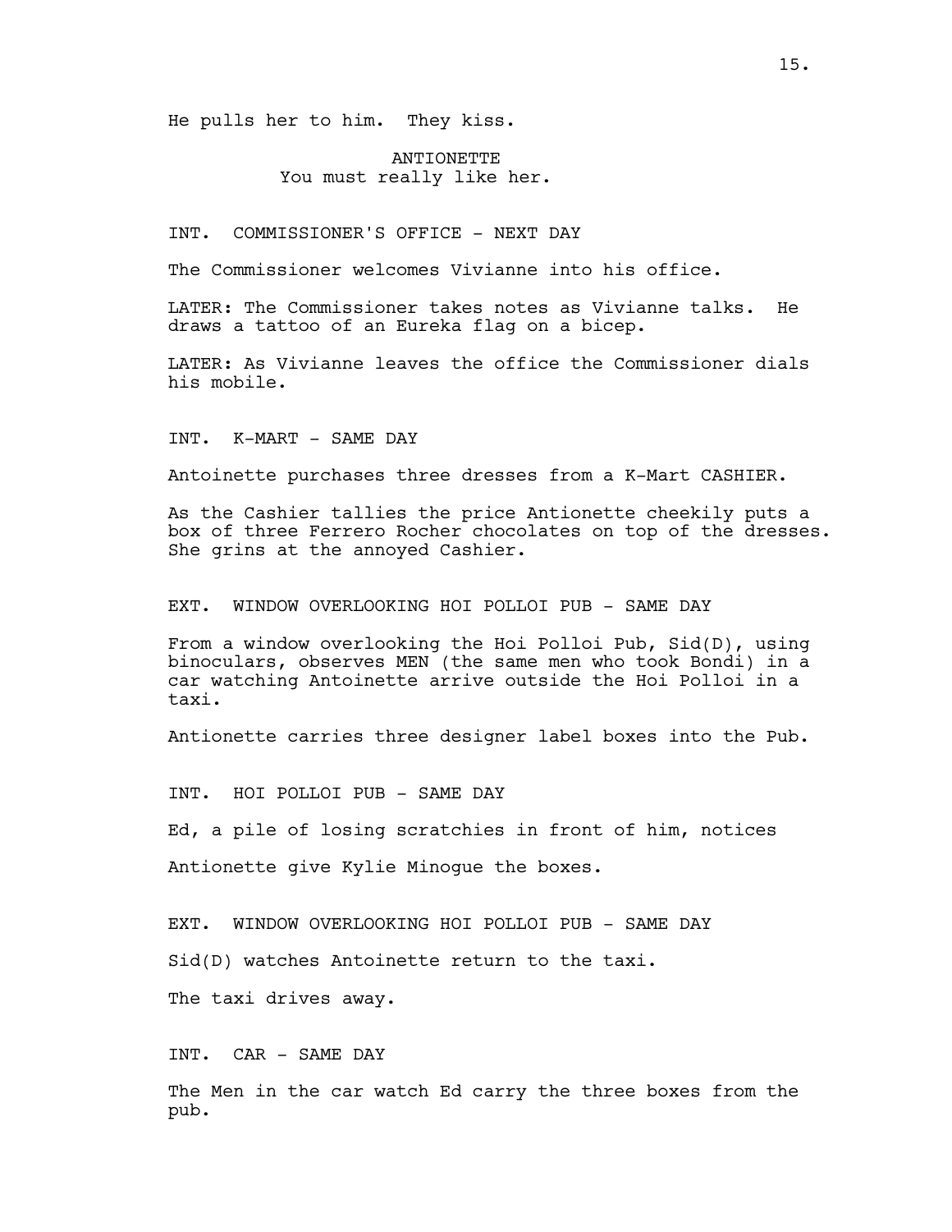He pulls her to him. They kiss.

ANTIONETTE
You must really like her.

INT. COMMISSIONER'S OFFICE - NEXT DAY

The Commissioner welcomes Vivianne into his office.

LATER: The Commissioner takes notes as Vivianne talks. He draws a tattoo of an Eureka flag on a bicep.

LATER: As Vivianne leaves the office the Commissioner dials his mobile.

INT. K-MART - SAME DAY

Antoinette purchases three dresses from a K-Mart CASHIER.

As the Cashier tallies the price Antoinette cheekily puts a box of three Ferrero Rocher chocolates on top of the dresses. She grins at the annoyed Cashier.

EXT. WINDOW OVERLOOKING HOI POLLOI PUB - SAME DAY

From a window overlooking the Hoi Polloi Pub, Sid(D), using binoculars, observes MEN (the same men who took Bondi) in a car watching Antoinette arrive outside the Hoi Polloi in a taxi.

Antionette carries three designer label boxes into the Pub.

INT. HOI POLLOI PUB - SAME DAY

Ed, a pile of losing scratchies in front of him, notices

Antionette give Kylie Minogue the boxes.

EXT. WINDOW OVERLOOKING HOI POLLOI PUB - SAME DAY

Sid(D) watches Antoinette return to the taxi.

The taxi drives away.

INT. CAR - SAME DAY

The Men in the car watch Ed carry the three boxes from the pub.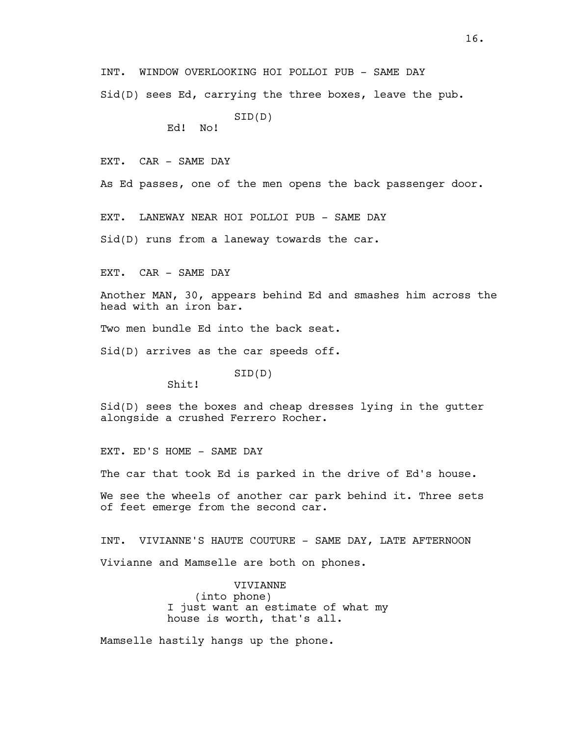INT. WINDOW OVERLOOKING HOI POLLOI PUB - SAME DAY

Sid(D) sees Ed, carrying the three boxes, leave the pub.

SID(D)
Ed! No!

EXT. CAR - SAME DAY

As Ed passes, one of the men opens the back passenger door.

EXT. LANEWAY NEAR HOI POLLOI PUB - SAME DAY

Sid(D) runs from a laneway towards the car.

EXT. CAR - SAME DAY

Another MAN, 30, appears behind Ed and smashes him across the head with an iron bar.

Two men bundle Ed into the back seat.

Sid(D) arrives as the car speeds off.

SID(D)
Shit!

Sid(D) sees the boxes and cheap dresses lying in the gutter alongside a crushed Ferrero Rocher.

EXT. ED'S HOME - SAME DAY

The car that took Ed is parked in the drive of Ed's house.

We see the wheels of another car park behind it. Three sets of feet emerge from the second car.

INT. VIVIANNE'S HAUTE COUTURE - SAME DAY, LATE AFTERNOON

Vivianne and Mamselle are both on phones.

VIVIANNE
(into phone)
I just want an estimate of what my house is worth, that's all.

Mamselle hastily hangs up the phone.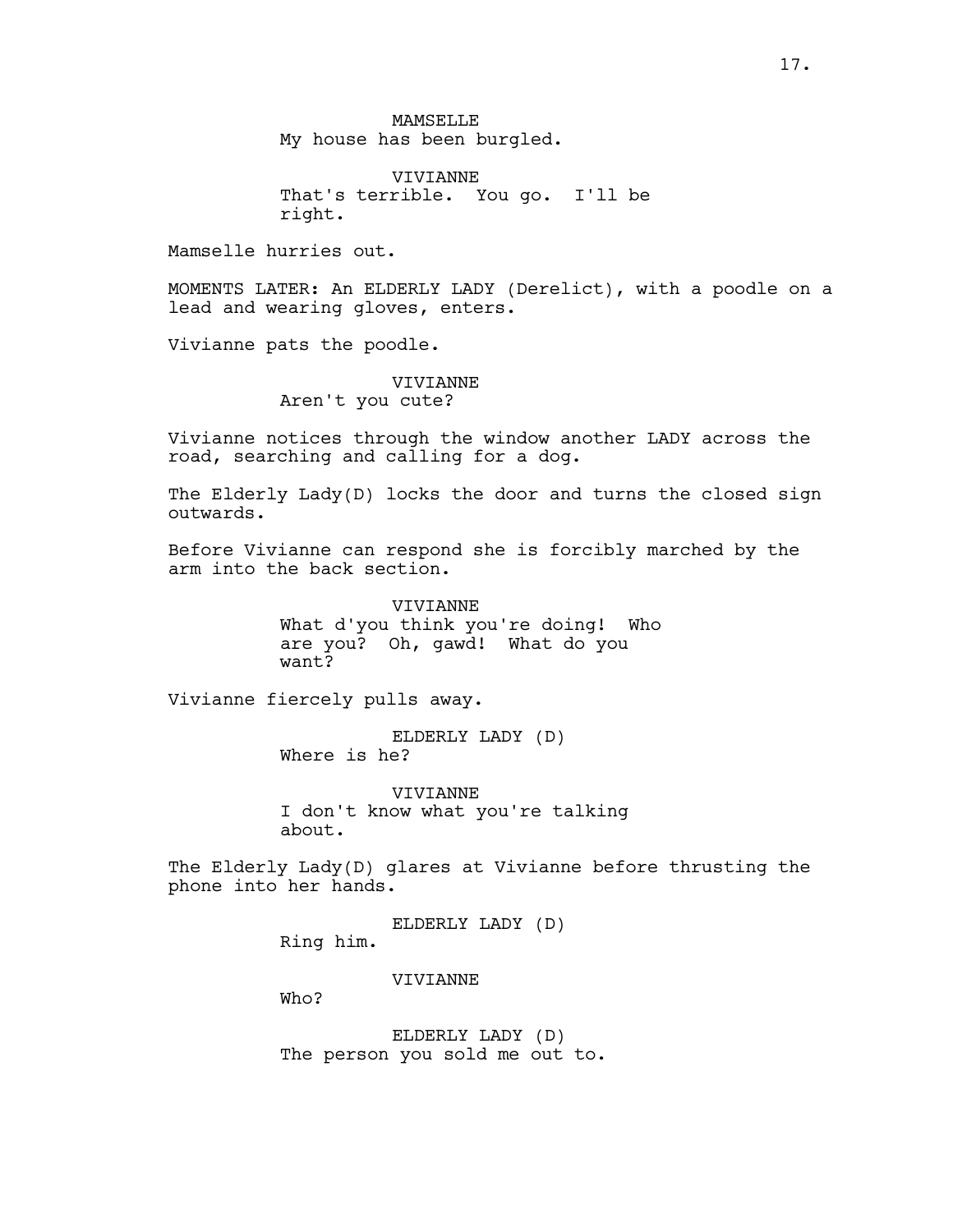MAMSELLE
My house has been burgled.

VIVIANNE
That's terrible.  You go.  I'll be right.

Mamselle hurries out.

MOMENTS LATER: An ELDERLY LADY (Derelict), with a poodle on a lead and wearing gloves, enters.

Vivianne pats the poodle.

VIVIANNE
Aren't you cute?

Vivianne notices through the window another LADY across the road, searching and calling for a dog.

The Elderly Lady(D) locks the door and turns the closed sign outwards.

Before Vivianne can respond she is forcibly marched by the arm into the back section.

VIVIANNE
What d'you think you're doing!  Who are you?  Oh, gawd!  What do you want?

Vivianne fiercely pulls away.

ELDERLY LADY (D)
Where is he?

VIVIANNE
I don't know what you're talking about.

The Elderly Lady(D) glares at Vivianne before thrusting the phone into her hands.

ELDERLY LADY (D)
Ring him.

VIVIANNE
Who?

ELDERLY LADY (D)
The person you sold me out to.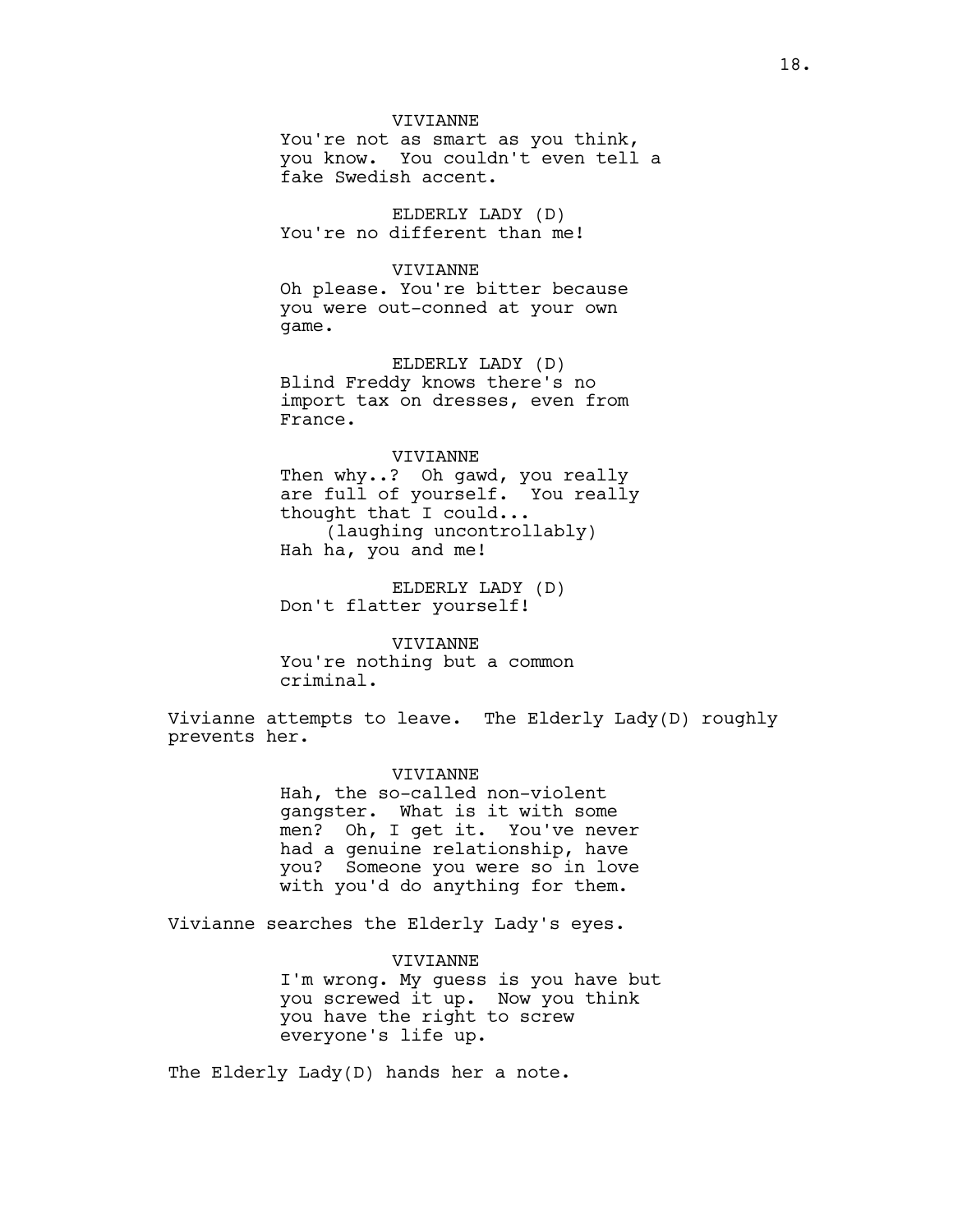VIVIANNE
You're not as smart as you think, you know. You couldn't even tell a fake Swedish accent.

ELDERLY LADY (D)
You're no different than me!

VIVIANNE
Oh please. You're bitter because you were out-conned at your own game.

ELDERLY LADY (D)
Blind Freddy knows there's no import tax on dresses, even from France.

VIVIANNE
Then why..? Oh gawd, you really are full of yourself. You really thought that I could...
(laughing uncontrollably)
Hah ha, you and me!

ELDERLY LADY (D)
Don't flatter yourself!

VIVIANNE
You're nothing but a common criminal.

Vivianne attempts to leave. The Elderly Lady(D) roughly prevents her.

VIVIANNE
Hah, the so-called non-violent gangster. What is it with some men? Oh, I get it. You've never had a genuine relationship, have you? Someone you were so in love with you'd do anything for them.

Vivianne searches the Elderly Lady's eyes.

VIVIANNE
I'm wrong. My guess is you have but you screwed it up. Now you think you have the right to screw everyone's life up.

The Elderly Lady(D) hands her a note.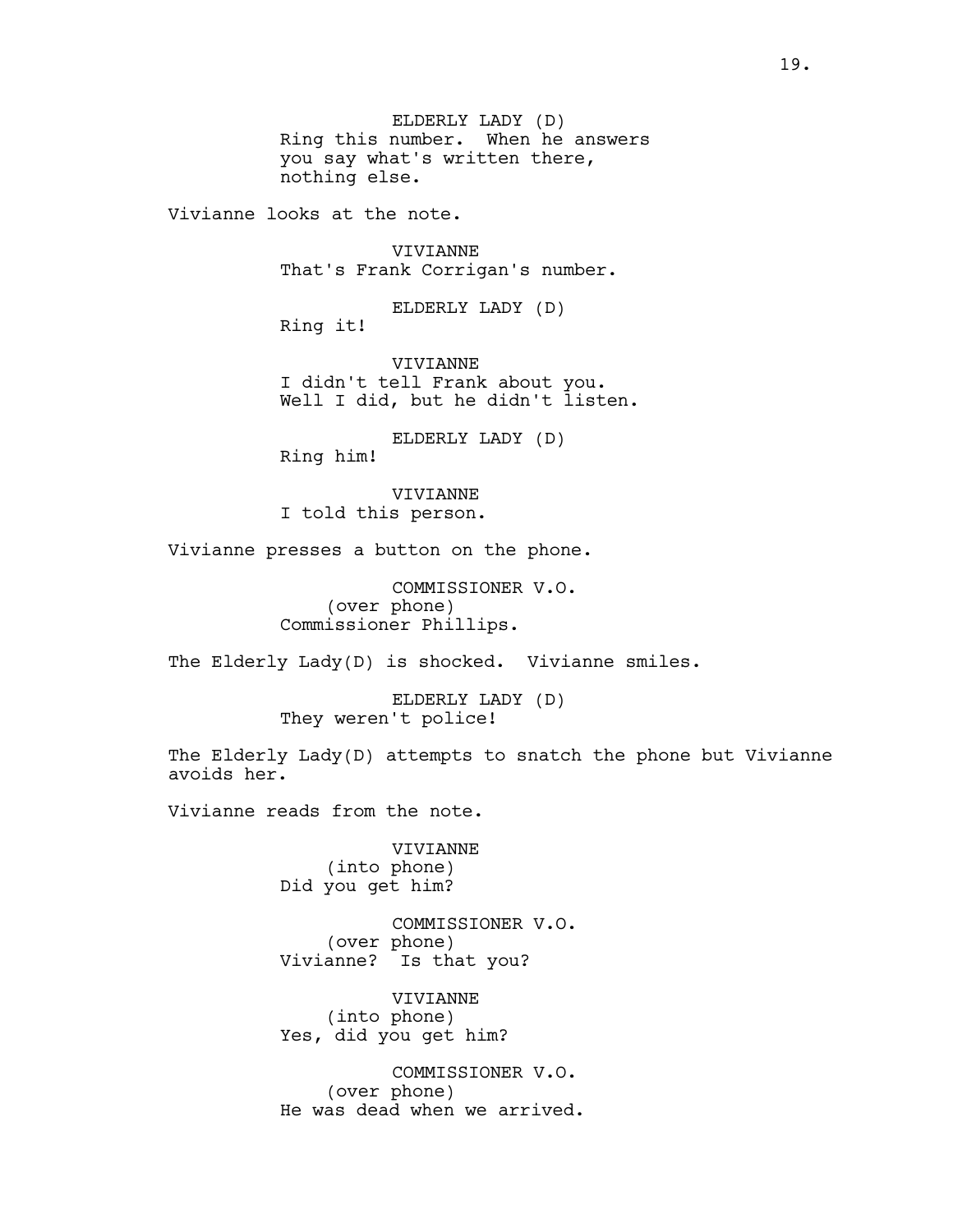ELDERLY LADY (D)
Ring this number. When he answers you say what's written there, nothing else.

Vivianne looks at the note.

VIVIANNE
That's Frank Corrigan's number.

ELDERLY LADY (D)
Ring it!

VIVIANNE
I didn't tell Frank about you. Well I did, but he didn't listen.

ELDERLY LADY (D)
Ring him!

VIVIANNE
I told this person.

Vivianne presses a button on the phone.

COMMISSIONER V.O.
(over phone)
Commissioner Phillips.

The Elderly Lady(D) is shocked. Vivianne smiles.

ELDERLY LADY (D)
They weren't police!

The Elderly Lady(D) attempts to snatch the phone but Vivianne avoids her.

Vivianne reads from the note.

VIVIANNE
(into phone)
Did you get him?

COMMISSIONER V.O.
(over phone)
Vivianne? Is that you?

VIVIANNE
(into phone)
Yes, did you get him?

COMMISSIONER V.O.
(over phone)
He was dead when we arrived.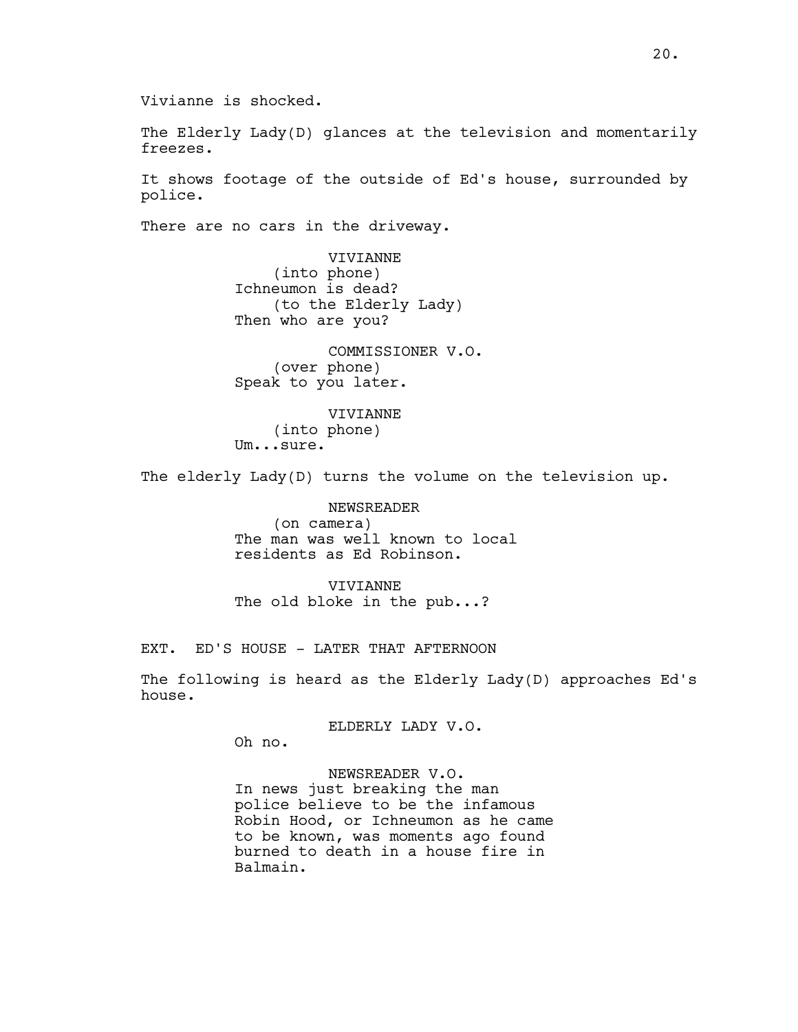Vivianne is shocked.

The Elderly Lady(D) glances at the television and momentarily freezes.

It shows footage of the outside of Ed's house, surrounded by police.

There are no cars in the driveway.

VIVIANNE
(into phone)
Ichneumon is dead?
(to the Elderly Lady)
Then who are you?

COMMISSIONER V.O.
(over phone)
Speak to you later.

VIVIANNE
(into phone)
Um...sure.

The elderly Lady(D) turns the volume on the television up.

NEWSREADER
(on camera)
The man was well known to local residents as Ed Robinson.

VIVIANNE
The old bloke in the pub...?

EXT. ED'S HOUSE - LATER THAT AFTERNOON

The following is heard as the Elderly Lady(D) approaches Ed's house.

ELDERLY LADY V.O.
Oh no.

NEWSREADER V.O.
In news just breaking the man police believe to be the infamous Robin Hood, or Ichneumon as he came to be known, was moments ago found burned to death in a house fire in Balmain.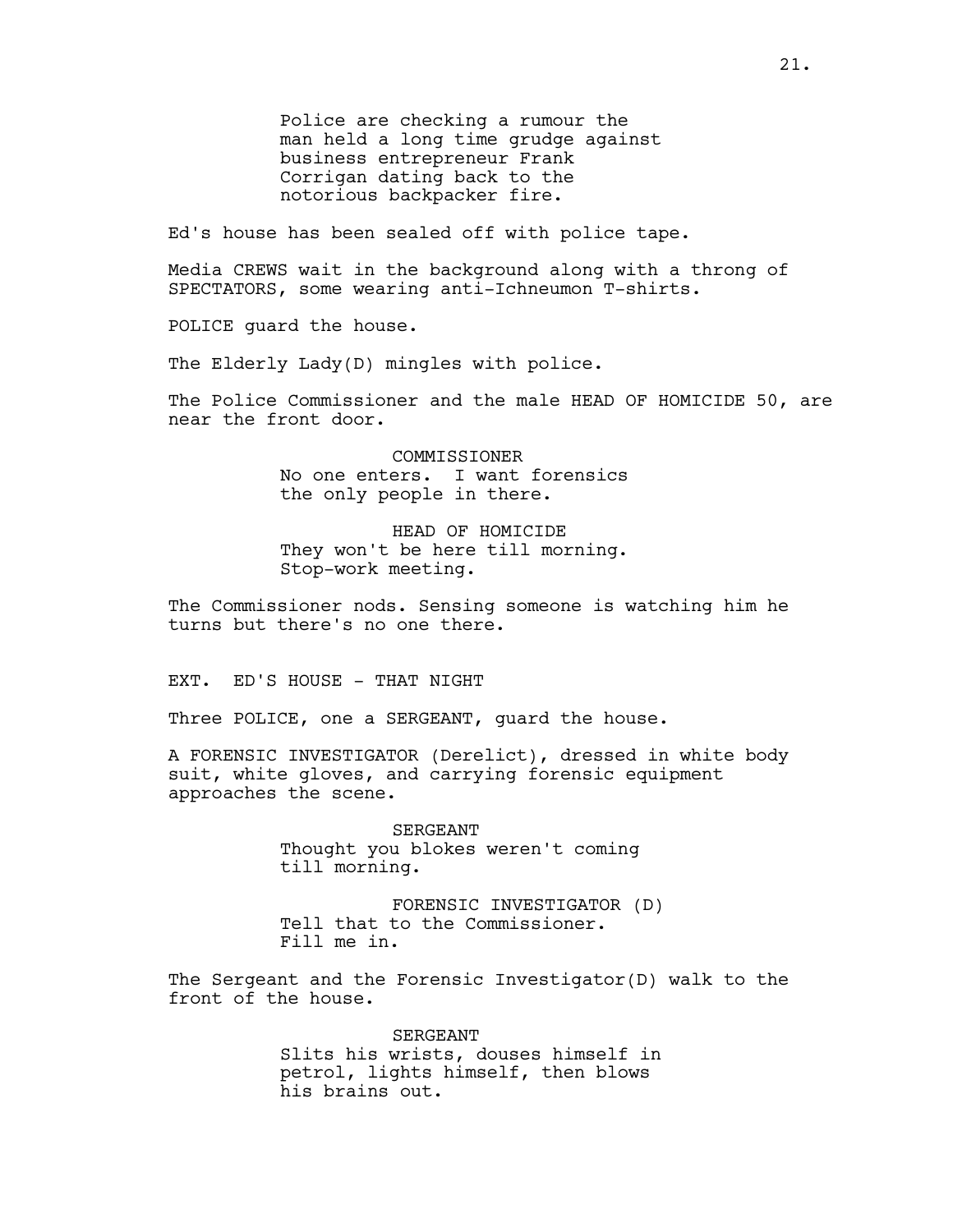Police are checking a rumour the man held a long time grudge against business entrepreneur Frank Corrigan dating back to the notorious backpacker fire.

Ed's house has been sealed off with police tape.

Media CREWS wait in the background along with a throng of SPECTATORS, some wearing anti-Ichneumon T-shirts.

POLICE guard the house.

The Elderly Lady(D) mingles with police.

The Police Commissioner and the male HEAD OF HOMICIDE 50, are near the front door.

COMMISSIONER
No one enters. I want forensics the only people in there.

HEAD OF HOMICIDE
They won't be here till morning. Stop-work meeting.

The Commissioner nods. Sensing someone is watching him he turns but there's no one there.

EXT. ED'S HOUSE - THAT NIGHT

Three POLICE, one a SERGEANT, guard the house.

A FORENSIC INVESTIGATOR (Derelict), dressed in white body suit, white gloves, and carrying forensic equipment approaches the scene.

SERGEANT
Thought you blokes weren't coming till morning.

FORENSIC INVESTIGATOR (D)
Tell that to the Commissioner. Fill me in.

The Sergeant and the Forensic Investigator(D) walk to the front of the house.

SERGEANT
Slits his wrists, douses himself in petrol, lights himself, then blows his brains out.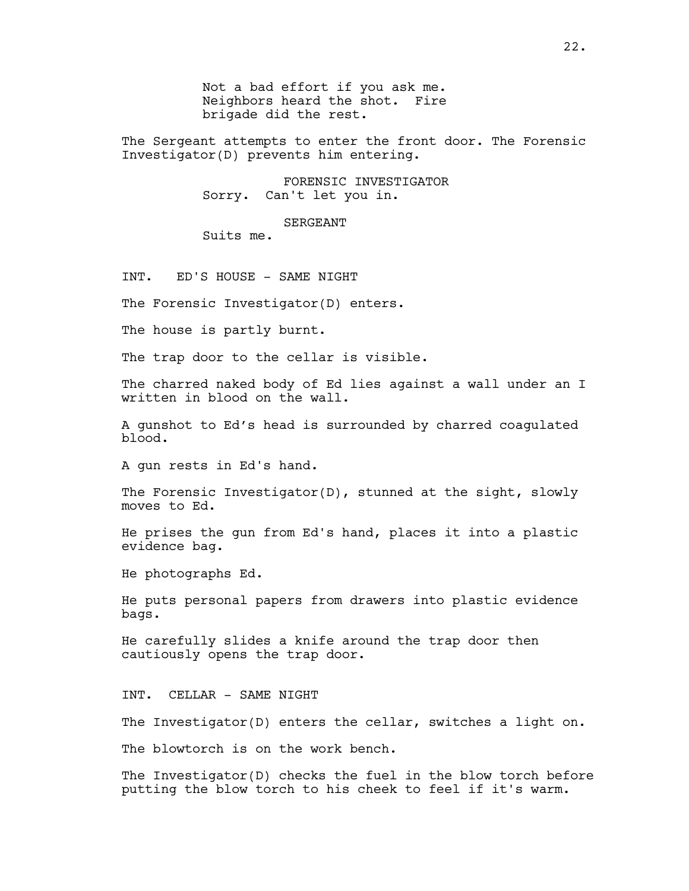Not a bad effort if you ask me. Neighbors heard the shot. Fire brigade did the rest.

The Sergeant attempts to enter the front door. The Forensic Investigator(D) prevents him entering.

FORENSIC INVESTIGATOR
Sorry. Can't let you in.

SERGEANT
Suits me.

INT. ED'S HOUSE - SAME NIGHT

The Forensic Investigator(D) enters.

The house is partly burnt.

The trap door to the cellar is visible.

The charred naked body of Ed lies against a wall under an I written in blood on the wall.

A gunshot to Ed's head is surrounded by charred coagulated blood.

A gun rests in Ed's hand.

The Forensic Investigator(D), stunned at the sight, slowly moves to Ed.

He prises the gun from Ed's hand, places it into a plastic evidence bag.

He photographs Ed.

He puts personal papers from drawers into plastic evidence bags.

He carefully slides a knife around the trap door then cautiously opens the trap door.

INT. CELLAR - SAME NIGHT

The Investigator(D) enters the cellar, switches a light on.

The blowtorch is on the work bench.

The Investigator(D) checks the fuel in the blow torch before putting the blow torch to his cheek to feel if it's warm.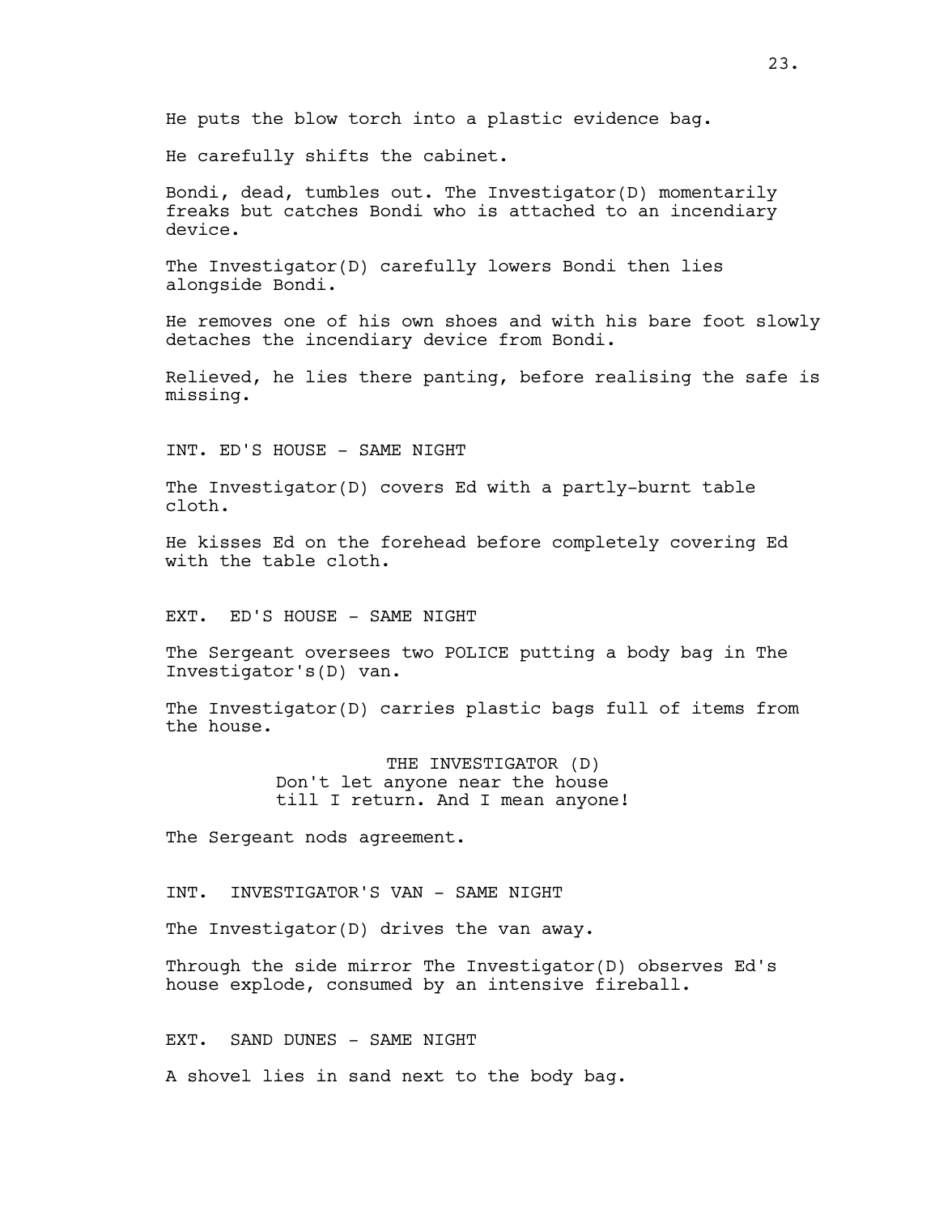He puts the blow torch into a plastic evidence bag.

He carefully shifts the cabinet.

Bondi, dead, tumbles out. The Investigator(D) momentarily freaks but catches Bondi who is attached to an incendiary device.

The Investigator(D) carefully lowers Bondi then lies alongside Bondi.

He removes one of his own shoes and with his bare foot slowly detaches the incendiary device from Bondi.

Relieved, he lies there panting, before realising the safe is missing.

INT. ED'S HOUSE - SAME NIGHT

The Investigator(D) covers Ed with a partly-burnt table cloth.

He kisses Ed on the forehead before completely covering Ed with the table cloth.

EXT. ED'S HOUSE - SAME NIGHT

The Sergeant oversees two POLICE putting a body bag in The Investigator's(D) van.

The Investigator(D) carries plastic bags full of items from the house.

THE INVESTIGATOR (D)
Don't let anyone near the house till I return. And I mean anyone!

The Sergeant nods agreement.

INT. INVESTIGATOR'S VAN - SAME NIGHT

The Investigator(D) drives the van away.

Through the side mirror The Investigator(D) observes Ed's house explode, consumed by an intensive fireball.

EXT. SAND DUNES - SAME NIGHT

A shovel lies in sand next to the body bag.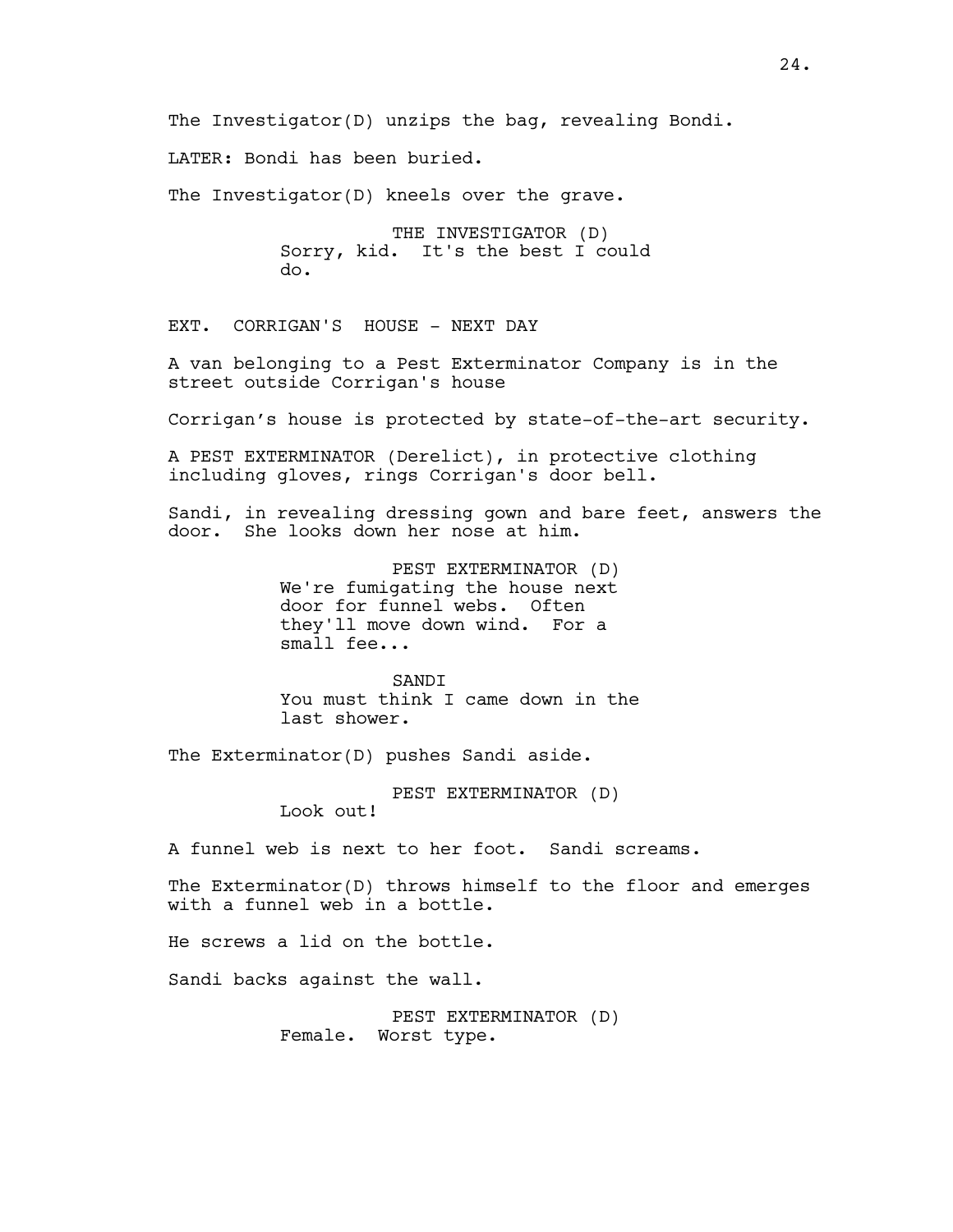The Investigator(D) unzips the bag, revealing Bondi.

LATER: Bondi has been buried.

The Investigator(D) kneels over the grave.

THE INVESTIGATOR (D)
Sorry, kid. It's the best I could do.

EXT. CORRIGAN'S HOUSE - NEXT DAY

A van belonging to a Pest Exterminator Company is in the street outside Corrigan's house

Corrigan's house is protected by state-of-the-art security.

A PEST EXTERMINATOR (Derelict), in protective clothing including gloves, rings Corrigan's door bell.

Sandi, in revealing dressing gown and bare feet, answers the door. She looks down her nose at him.

PEST EXTERMINATOR (D)
We're fumigating the house next door for funnel webs. Often they'll move down wind. For a small fee...

SANDI
You must think I came down in the last shower.

The Exterminator(D) pushes Sandi aside.

PEST EXTERMINATOR (D)
Look out!

A funnel web is next to her foot. Sandi screams.

The Exterminator(D) throws himself to the floor and emerges with a funnel web in a bottle.

He screws a lid on the bottle.

Sandi backs against the wall.

PEST EXTERMINATOR (D)
Female. Worst type.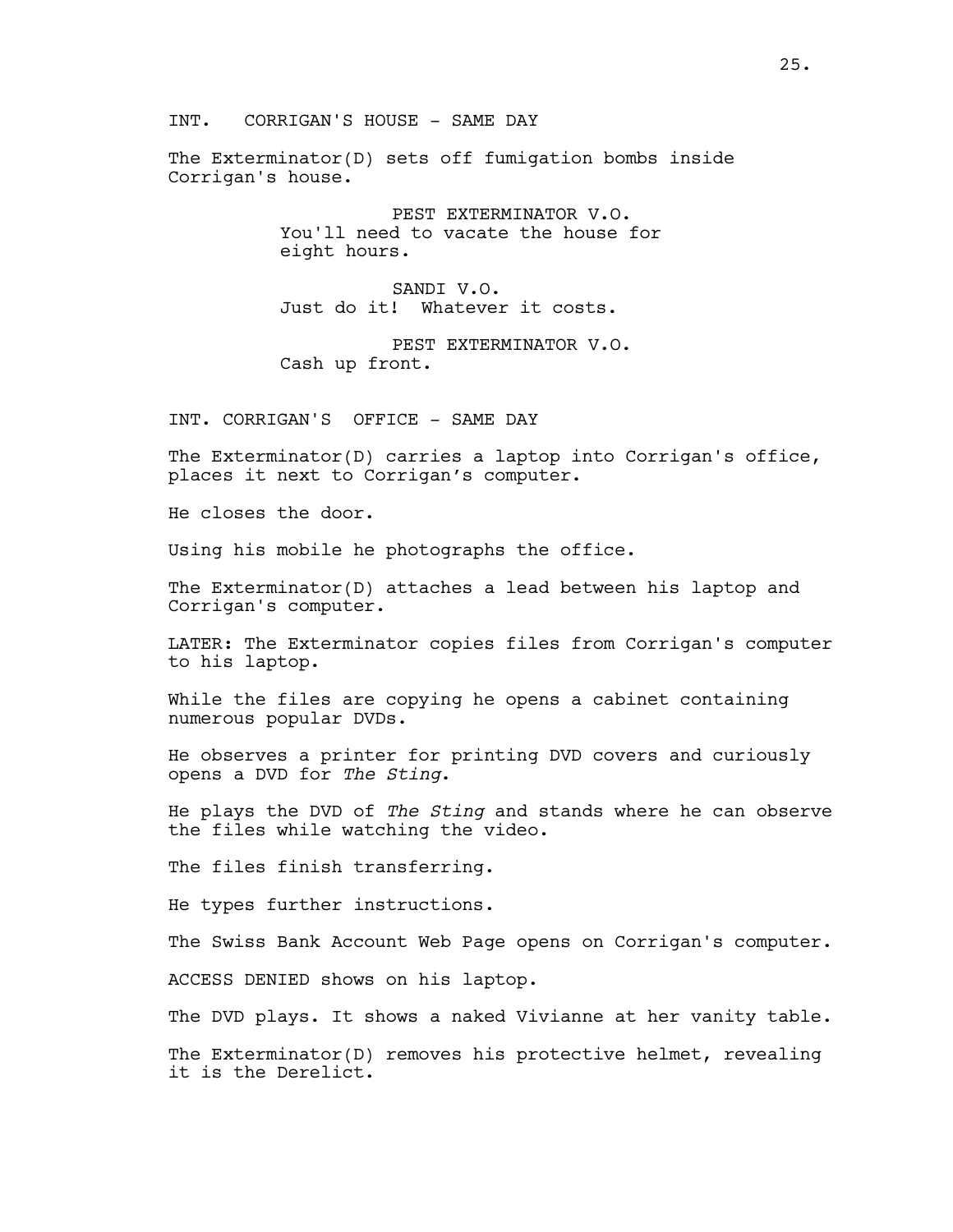INT. CORRIGAN'S HOUSE - SAME DAY

The Exterminator(D) sets off fumigation bombs inside Corrigan's house.

PEST EXTERMINATOR V.O.
You'll need to vacate the house for eight hours.

SANDI V.O.
Just do it! Whatever it costs.

PEST EXTERMINATOR V.O.
Cash up front.

INT. CORRIGAN'S OFFICE - SAME DAY

The Exterminator(D) carries a laptop into Corrigan's office, places it next to Corrigan's computer.

He closes the door.

Using his mobile he photographs the office.

The Exterminator(D) attaches a lead between his laptop and Corrigan's computer.

LATER: The Exterminator copies files from Corrigan's computer to his laptop.

While the files are copying he opens a cabinet containing numerous popular DVDs.

He observes a printer for printing DVD covers and curiously opens a DVD for *The Sting*.

He plays the DVD of *The Sting* and stands where he can observe the files while watching the video.

The files finish transferring.

He types further instructions.

The Swiss Bank Account Web Page opens on Corrigan's computer.

ACCESS DENIED shows on his laptop.

The DVD plays. It shows a naked Vivianne at her vanity table.

The Exterminator(D) removes his protective helmet, revealing it is the Derelict.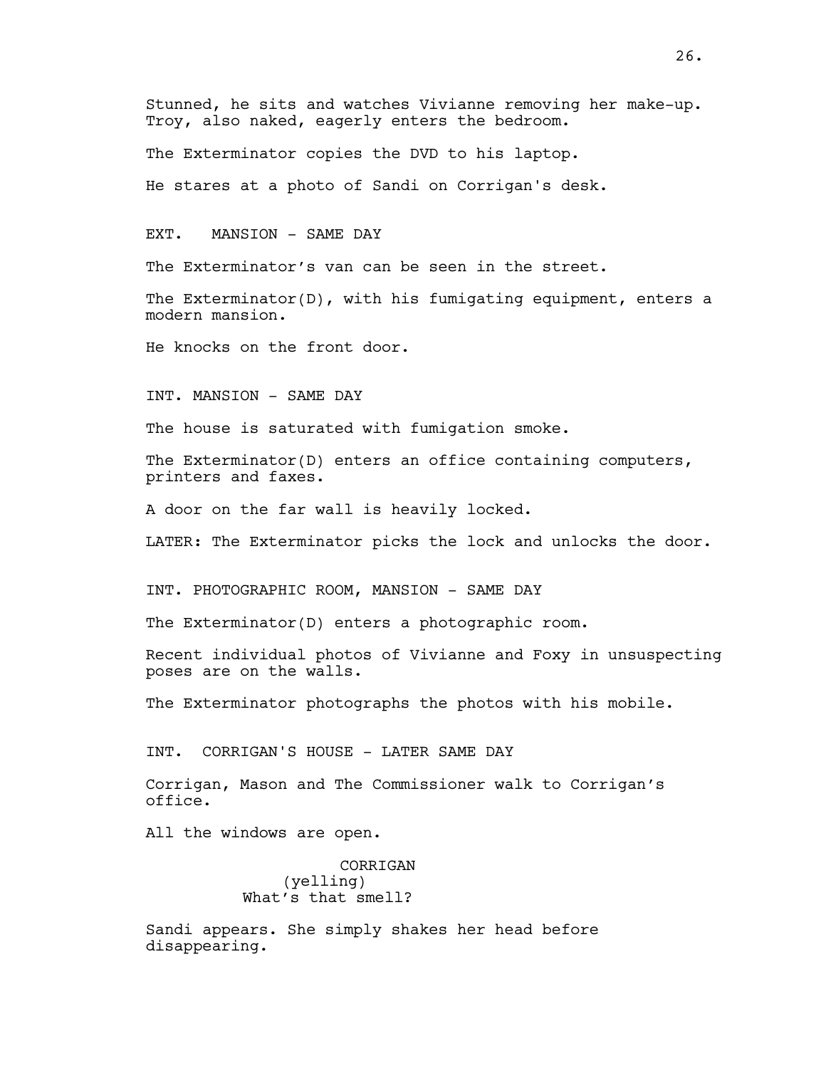Stunned, he sits and watches Vivianne removing her make-up. Troy, also naked, eagerly enters the bedroom.

The Exterminator copies the DVD to his laptop.

He stares at a photo of Sandi on Corrigan's desk.

EXT. MANSION - SAME DAY

The Exterminator's van can be seen in the street.

The Exterminator(D), with his fumigating equipment, enters a modern mansion.

He knocks on the front door.

INT. MANSION - SAME DAY

The house is saturated with fumigation smoke.

The Exterminator(D) enters an office containing computers, printers and faxes.

A door on the far wall is heavily locked.

LATER: The Exterminator picks the lock and unlocks the door.

INT. PHOTOGRAPHIC ROOM, MANSION - SAME DAY

The Exterminator(D) enters a photographic room.

Recent individual photos of Vivianne and Foxy in unsuspecting poses are on the walls.

The Exterminator photographs the photos with his mobile.

INT. CORRIGAN'S HOUSE - LATER SAME DAY

Corrigan, Mason and The Commissioner walk to Corrigan's office.

All the windows are open.

CORRIGAN
(yelling)
What's that smell?

Sandi appears. She simply shakes her head before disappearing.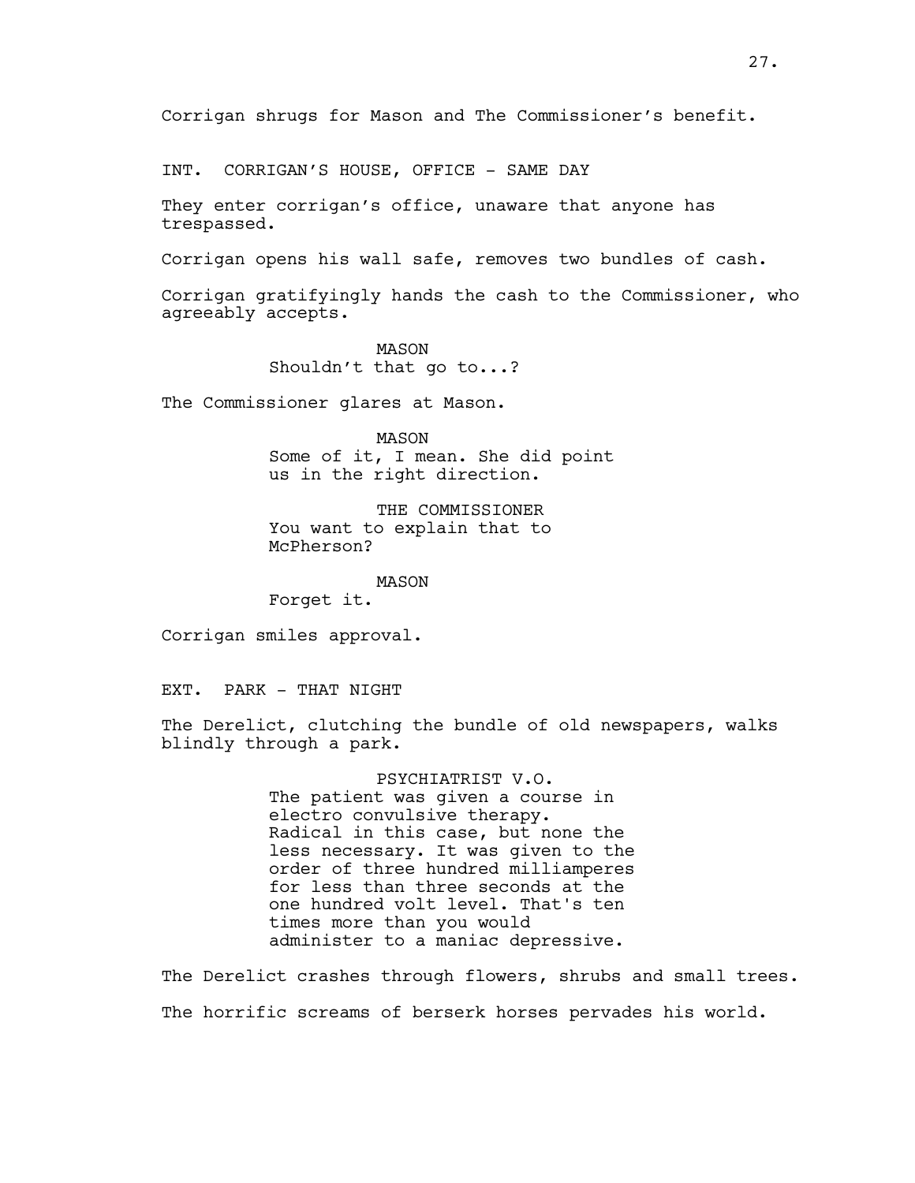Corrigan shrugs for Mason and The Commissioner's benefit.

INT. CORRIGAN'S HOUSE, OFFICE - SAME DAY

They enter corrigan's office, unaware that anyone has trespassed.

Corrigan opens his wall safe, removes two bundles of cash.

Corrigan gratifyingly hands the cash to the Commissioner, who agreeably accepts.

MASON
Shouldn't that go to...?

The Commissioner glares at Mason.

MASON
Some of it, I mean. She did point us in the right direction.

THE COMMISSIONER
You want to explain that to McPherson?

MASON
Forget it.

Corrigan smiles approval.

EXT. PARK - THAT NIGHT

The Derelict, clutching the bundle of old newspapers, walks blindly through a park.

PSYCHIATRIST V.O.
The patient was given a course in electro convulsive therapy. Radical in this case, but none the less necessary. It was given to the order of three hundred milliamperes for less than three seconds at the one hundred volt level. That's ten times more than you would administer to a maniac depressive.

The Derelict crashes through flowers, shrubs and small trees.

The horrific screams of berserk horses pervades his world.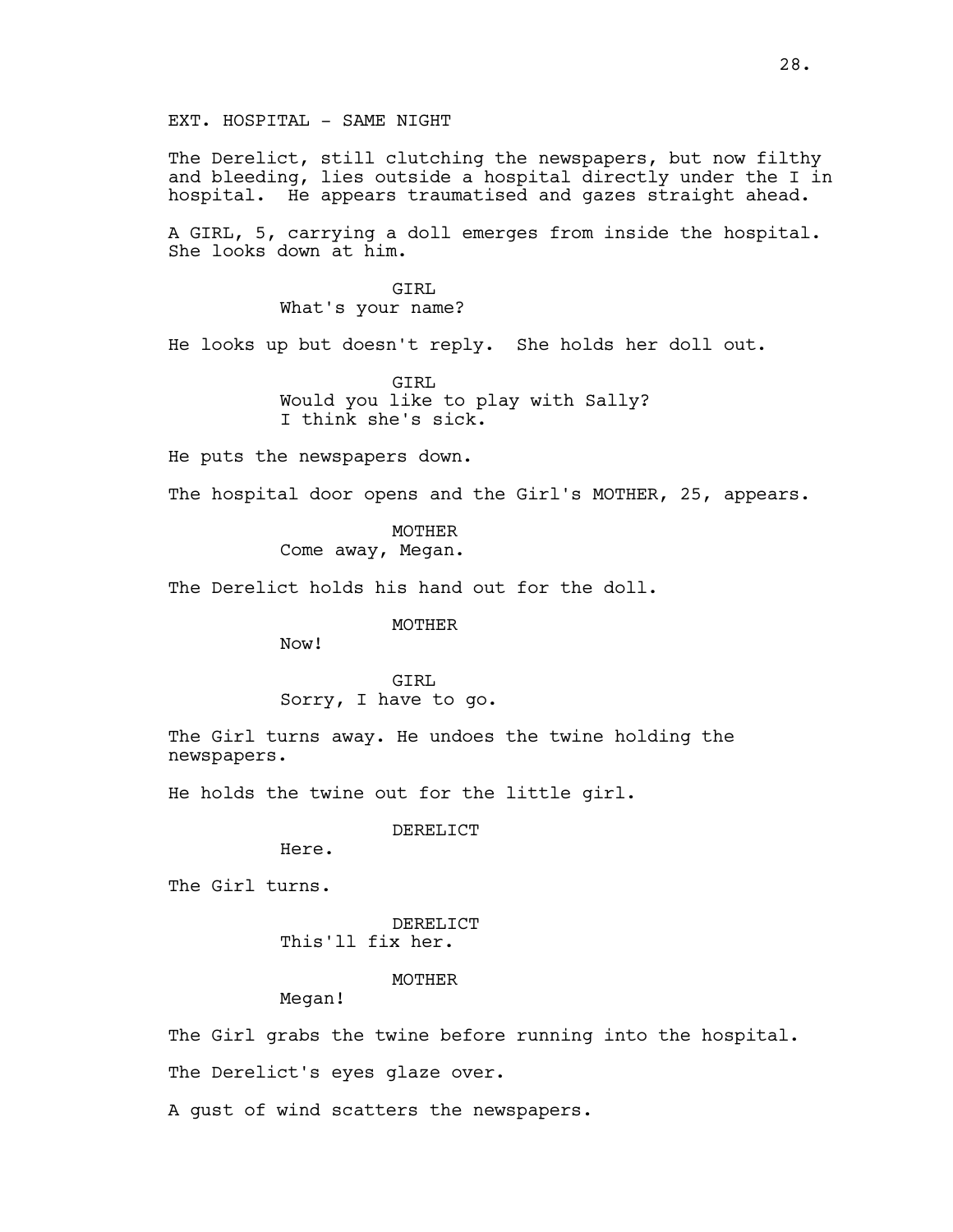EXT. HOSPITAL - SAME NIGHT

The Derelict, still clutching the newspapers, but now filthy and bleeding, lies outside a hospital directly under the I in hospital. He appears traumatised and gazes straight ahead.

A GIRL, 5, carrying a doll emerges from inside the hospital. She looks down at him.

GIRL
What's your name?

He looks up but doesn't reply. She holds her doll out.

GIRL
Would you like to play with Sally? I think she's sick.

He puts the newspapers down.

The hospital door opens and the Girl's MOTHER, 25, appears.

MOTHER
Come away, Megan.

The Derelict holds his hand out for the doll.

MOTHER
Now!

GIRL
Sorry, I have to go.

The Girl turns away. He undoes the twine holding the newspapers.

He holds the twine out for the little girl.

DERELICT
Here.

The Girl turns.

DERELICT
This'll fix her.

MOTHER
Megan!

The Girl grabs the twine before running into the hospital.

The Derelict's eyes glaze over.

A gust of wind scatters the newspapers.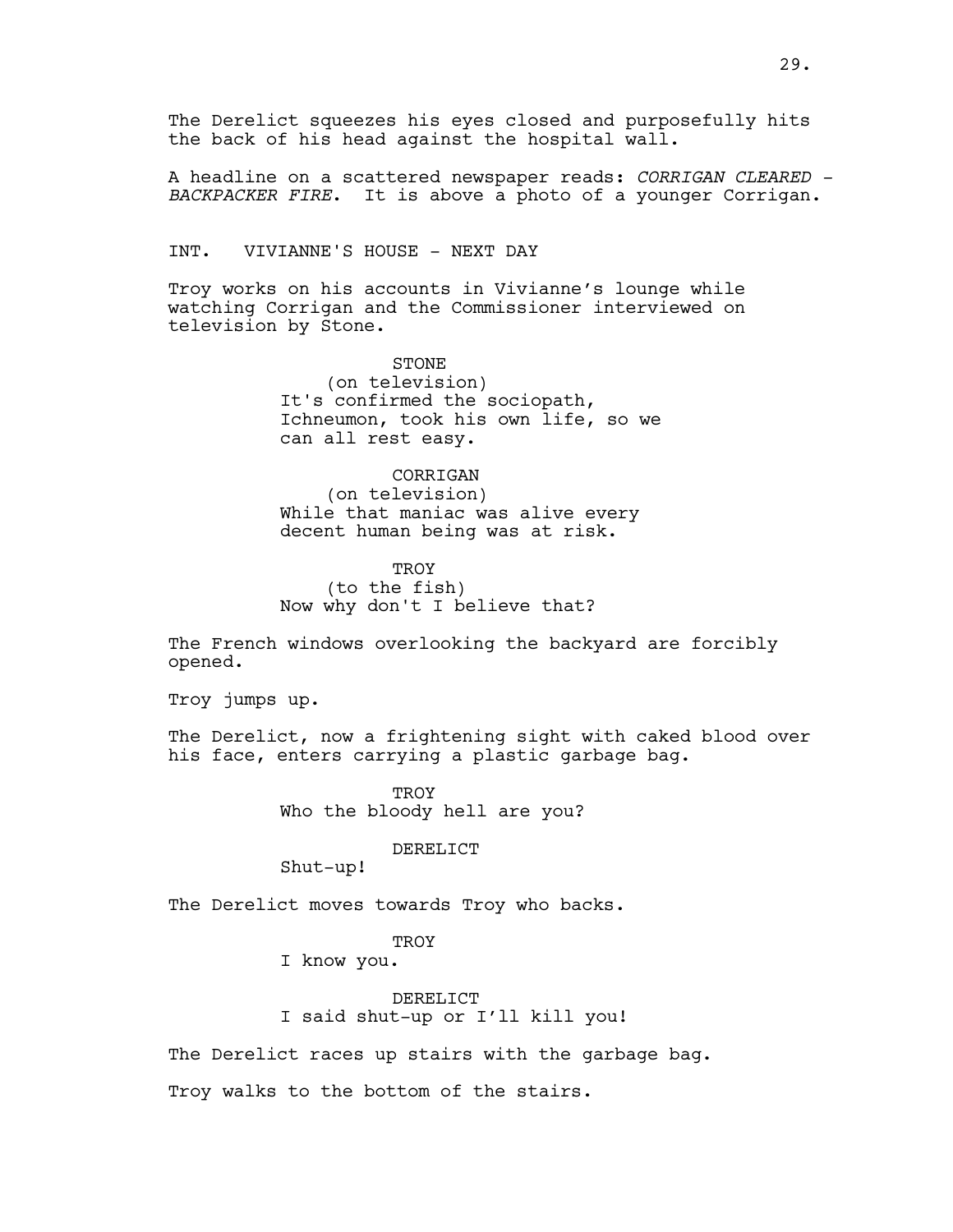The Derelict squeezes his eyes closed and purposefully hits the back of his head against the hospital wall.

A headline on a scattered newspaper reads: *CORRIGAN CLEARED - BACKPACKER FIRE*. It is above a photo of a younger Corrigan.

INT. VIVIANNE'S HOUSE - NEXT DAY

Troy works on his accounts in Vivianne's lounge while watching Corrigan and the Commissioner interviewed on television by Stone.

STONE
(on television)
It's confirmed the sociopath, Ichneumon, took his own life, so we can all rest easy.

CORRIGAN
(on television)
While that maniac was alive every decent human being was at risk.

TROY
(to the fish)
Now why don't I believe that?

The French windows overlooking the backyard are forcibly opened.

Troy jumps up.

The Derelict, now a frightening sight with caked blood over his face, enters carrying a plastic garbage bag.

TROY
Who the bloody hell are you?

DERELICT
Shut-up!

The Derelict moves towards Troy who backs.

TROY
I know you.

DERELICT
I said shut-up or I'll kill you!

The Derelict races up stairs with the garbage bag.

Troy walks to the bottom of the stairs.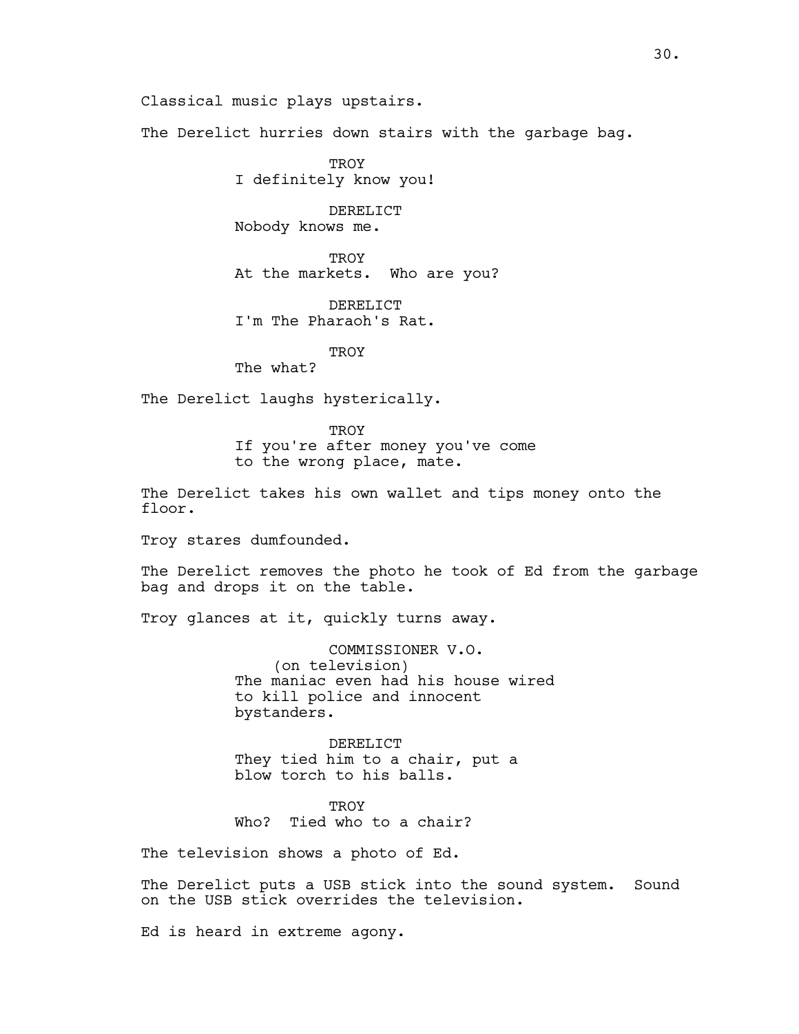Classical music plays upstairs.

The Derelict hurries down stairs with the garbage bag.

TROY
I definitely know you!

DERELICT
Nobody knows me.

TROY
At the markets. Who are you?

DERELICT
I'm The Pharaoh's Rat.

TROY
The what?

The Derelict laughs hysterically.

TROY
If you're after money you've come to the wrong place, mate.

The Derelict takes his own wallet and tips money onto the floor.

Troy stares dumfounded.

The Derelict removes the photo he took of Ed from the garbage bag and drops it on the table.

Troy glances at it, quickly turns away.

COMMISSIONER V.O.
(on television)
The maniac even had his house wired to kill police and innocent bystanders.

DERELICT
They tied him to a chair, put a blow torch to his balls.

TROY
Who? Tied who to a chair?

The television shows a photo of Ed.

The Derelict puts a USB stick into the sound system. Sound on the USB stick overrides the television.

Ed is heard in extreme agony.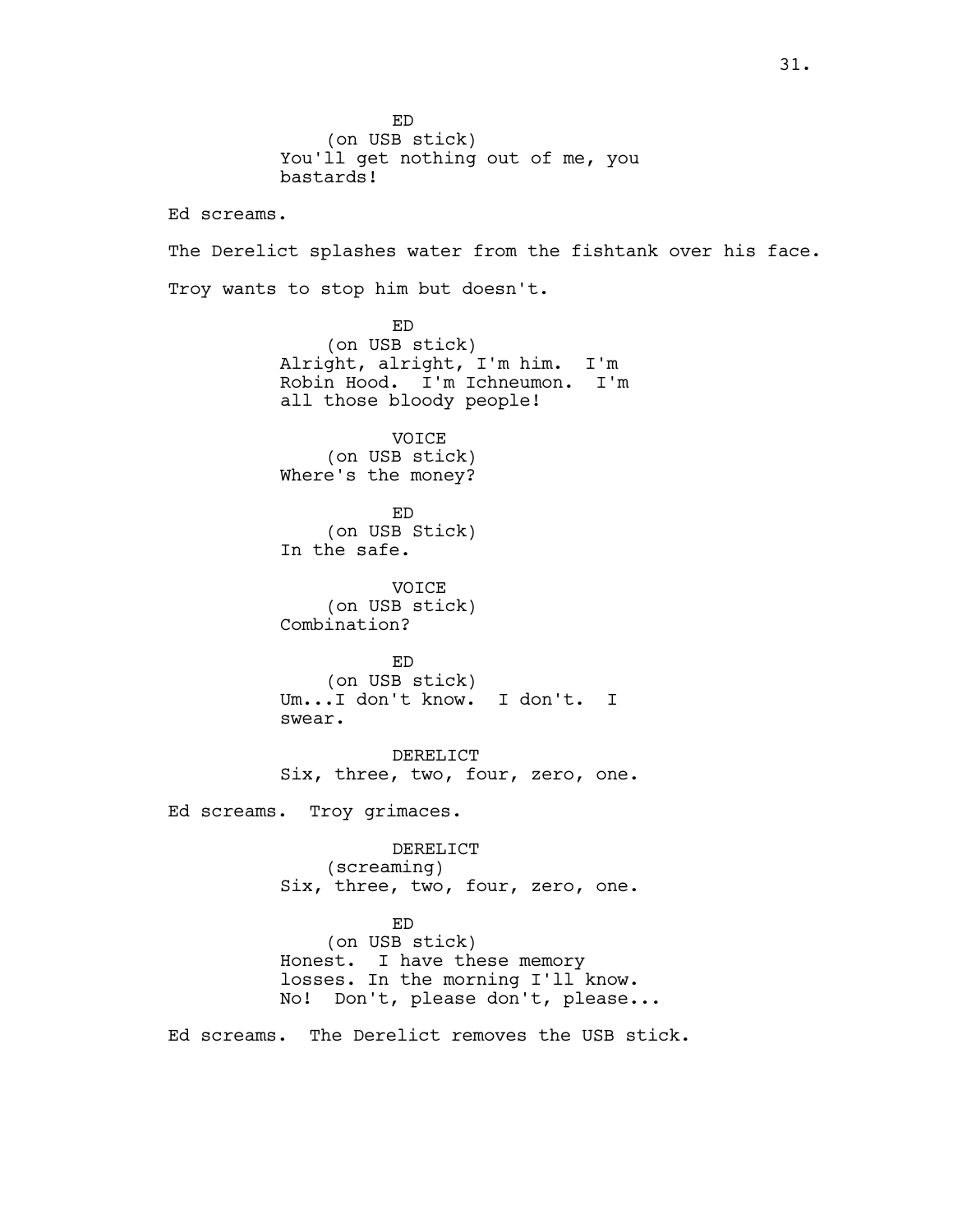ED
(on USB stick)
You'll get nothing out of me, you bastards!

Ed screams.

The Derelict splashes water from the fishtank over his face.

Troy wants to stop him but doesn't.

ED
(on USB stick)
Alright, alright, I'm him. I'm Robin Hood. I'm Ichneumon. I'm all those bloody people!

VOICE
(on USB stick)
Where's the money?

ED
(on USB Stick)
In the safe.

VOICE
(on USB stick)
Combination?

ED
(on USB stick)
Um...I don't know. I don't. I swear.

DERELICT
Six, three, two, four, zero, one.

Ed screams. Troy grimaces.

DERELICT
(screaming)
Six, three, two, four, zero, one.

ED
(on USB stick)
Honest. I have these memory losses. In the morning I'll know. No! Don't, please don't, please...

Ed screams. The Derelict removes the USB stick.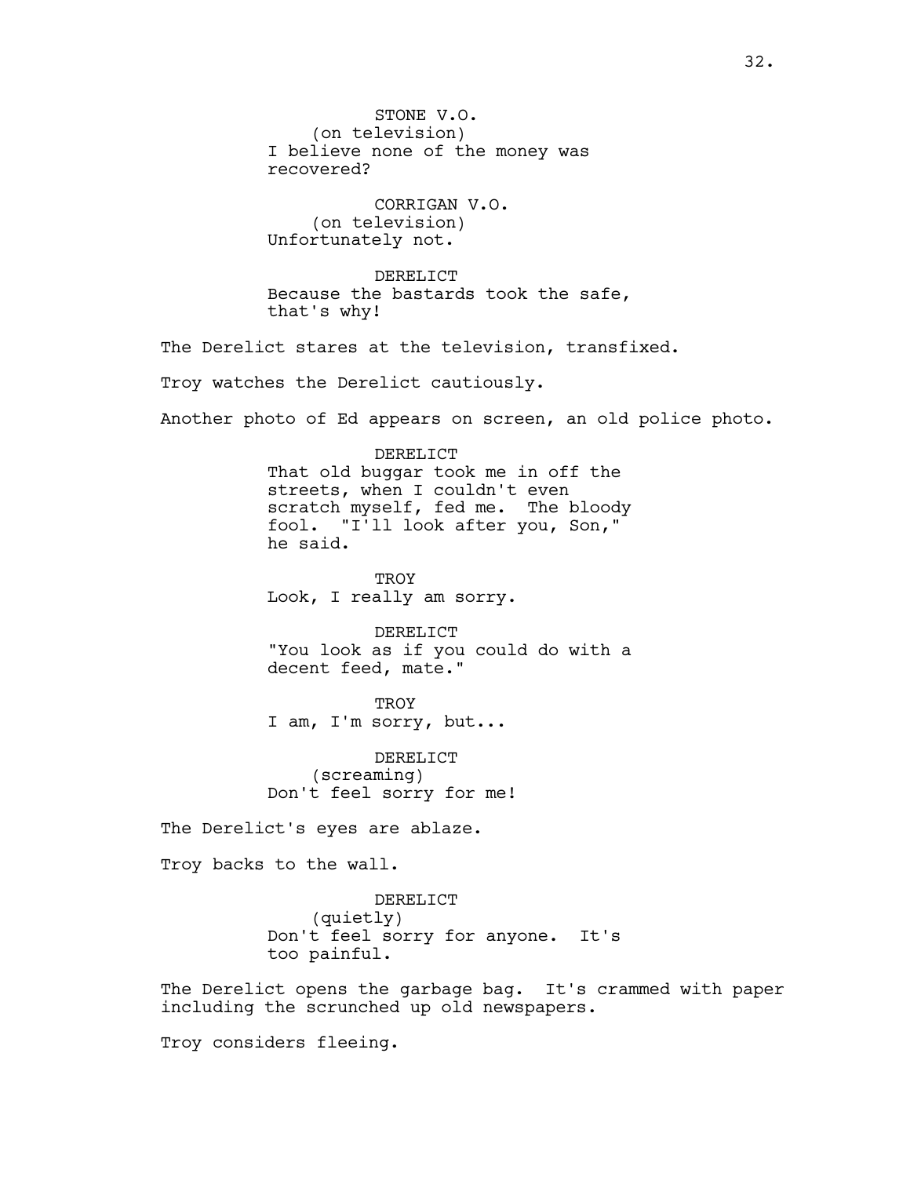STONE V.O.
(on television)
I believe none of the money was recovered?

CORRIGAN V.O.
(on television)
Unfortunately not.

DERELICT
Because the bastards took the safe, that's why!

The Derelict stares at the television, transfixed.

Troy watches the Derelict cautiously.

Another photo of Ed appears on screen, an old police photo.

DERELICT
That old buggar took me in off the streets, when I couldn't even scratch myself, fed me. The bloody fool. "I'll look after you, Son," he said.

TROY
Look, I really am sorry.

DERELICT
"You look as if you could do with a decent feed, mate."

TROY
I am, I'm sorry, but...

DERELICT
(screaming)
Don't feel sorry for me!

The Derelict's eyes are ablaze.

Troy backs to the wall.

DERELICT
(quietly)
Don't feel sorry for anyone. It's too painful.

The Derelict opens the garbage bag. It's crammed with paper including the scrunched up old newspapers.

Troy considers fleeing.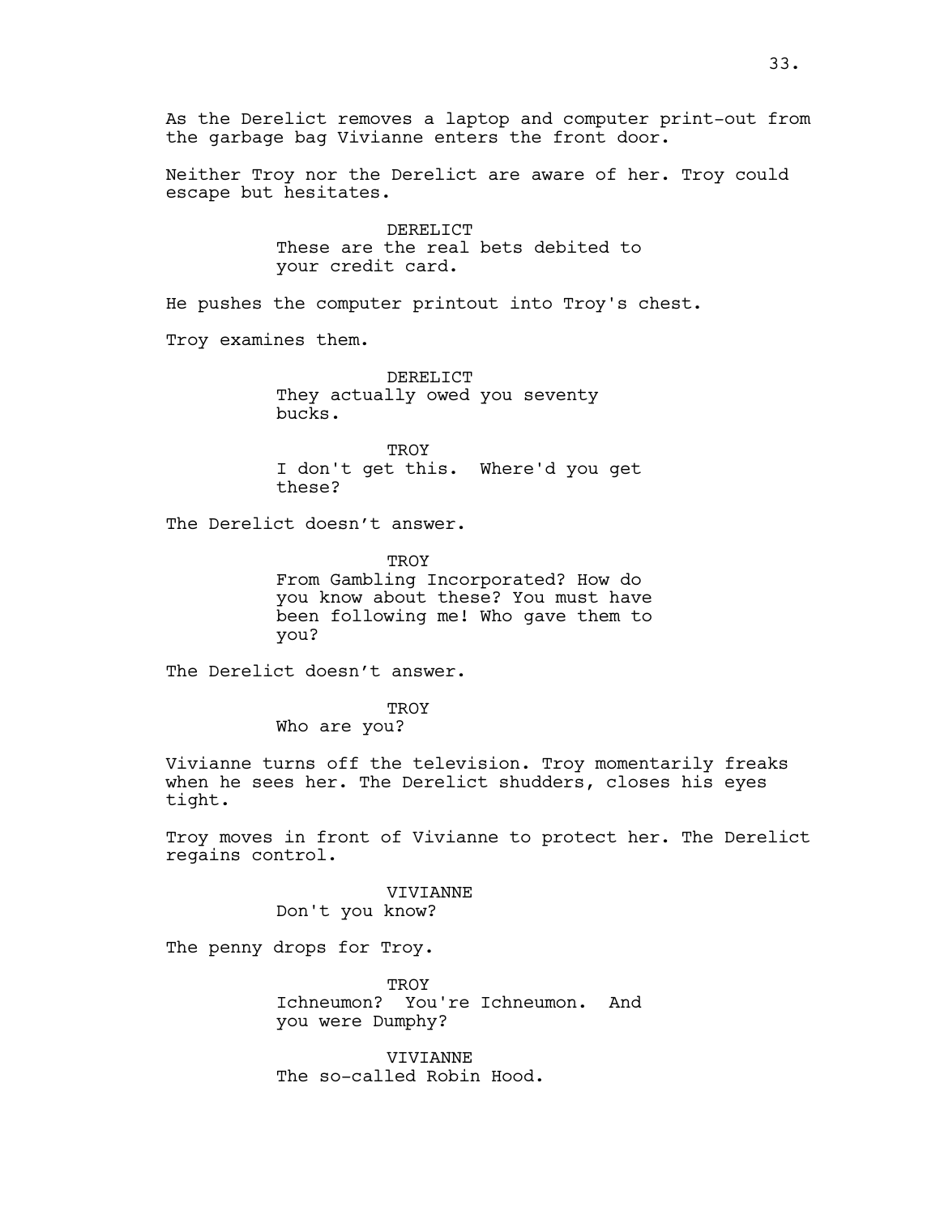As the Derelict removes a laptop and computer print-out from the garbage bag Vivianne enters the front door.

Neither Troy nor the Derelict are aware of her. Troy could escape but hesitates.

DERELICT
These are the real bets debited to your credit card.

He pushes the computer printout into Troy's chest.

Troy examines them.

DERELICT
They actually owed you seventy bucks.

TROY
I don't get this.  Where'd you get these?

The Derelict doesn't answer.

TROY
From Gambling Incorporated? How do you know about these? You must have been following me! Who gave them to you?

The Derelict doesn't answer.

TROY
Who are you?

Vivianne turns off the television. Troy momentarily freaks when he sees her. The Derelict shudders, closes his eyes tight.

Troy moves in front of Vivianne to protect her. The Derelict regains control.

VIVIANNE
Don't you know?

The penny drops for Troy.

TROY
Ichneumon?  You're Ichneumon.  And you were Dumphy?

VIVIANNE
The so-called Robin Hood.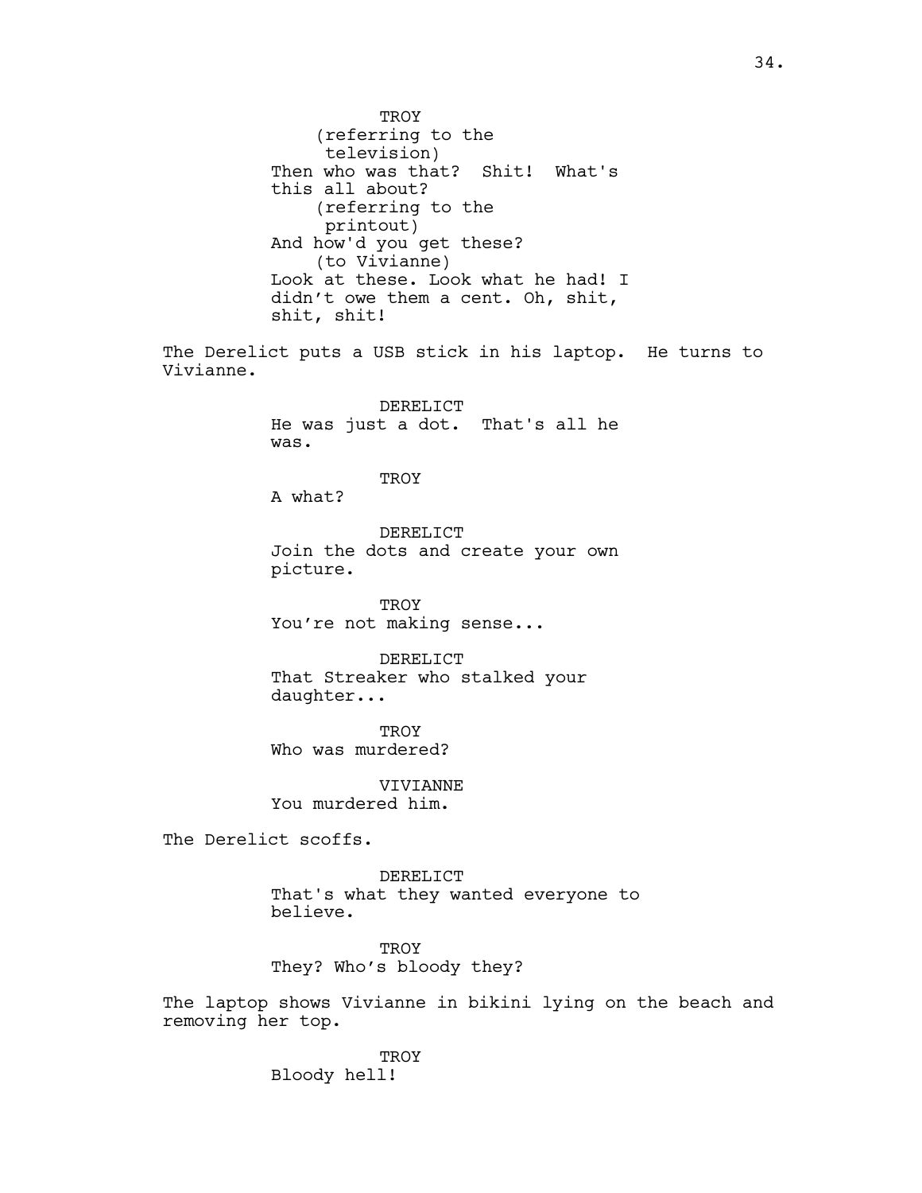TROY
(referring to the television)
Then who was that? Shit! What's this all about?
(referring to the printout)
And how'd you get these?
(to Vivianne)
Look at these. Look what he had! I didn't owe them a cent. Oh, shit, shit, shit!

The Derelict puts a USB stick in his laptop. He turns to Vivianne.

DERELICT
He was just a dot. That's all he was.

TROY
A what?

DERELICT
Join the dots and create your own picture.

TROY
You're not making sense...

DERELICT
That Streaker who stalked your daughter...

TROY
Who was murdered?

VIVIANNE
You murdered him.

The Derelict scoffs.

DERELICT
That's what they wanted everyone to believe.

TROY
They? Who's bloody they?

The laptop shows Vivianne in bikini lying on the beach and removing her top.

TROY
Bloody hell!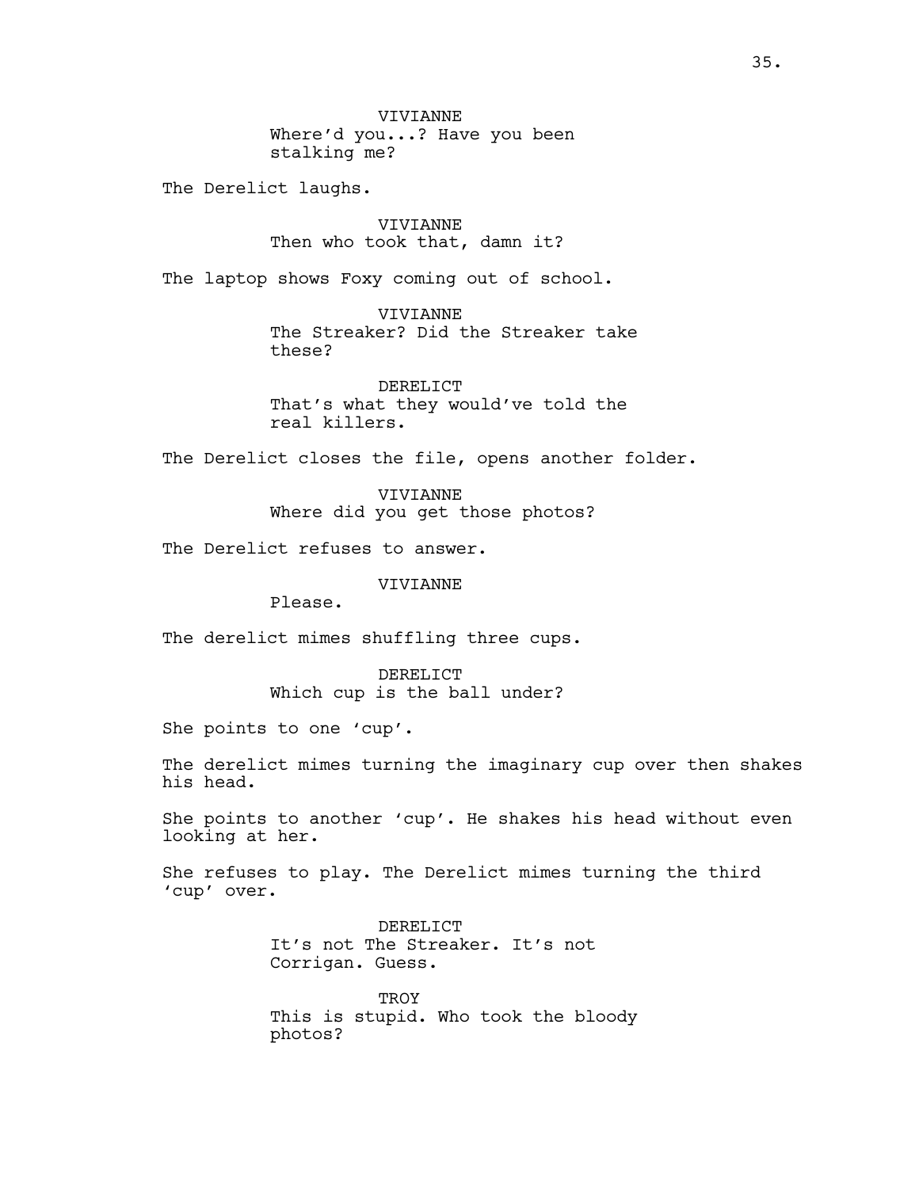VIVIANNE
Where'd you...? Have you been stalking me?

The Derelict laughs.

VIVIANNE
Then who took that, damn it?

The laptop shows Foxy coming out of school.

VIVIANNE
The Streaker? Did the Streaker take these?

DERELICT
That's what they would've told the real killers.

The Derelict closes the file, opens another folder.

VIVIANNE
Where did you get those photos?

The Derelict refuses to answer.

VIVIANNE
Please.

The derelict mimes shuffling three cups.

DERELICT
Which cup is the ball under?

She points to one 'cup'.

The derelict mimes turning the imaginary cup over then shakes his head.

She points to another 'cup'. He shakes his head without even looking at her.

She refuses to play. The Derelict mimes turning the third 'cup' over.

DERELICT
It's not The Streaker. It's not Corrigan. Guess.

TROY
This is stupid. Who took the bloody photos?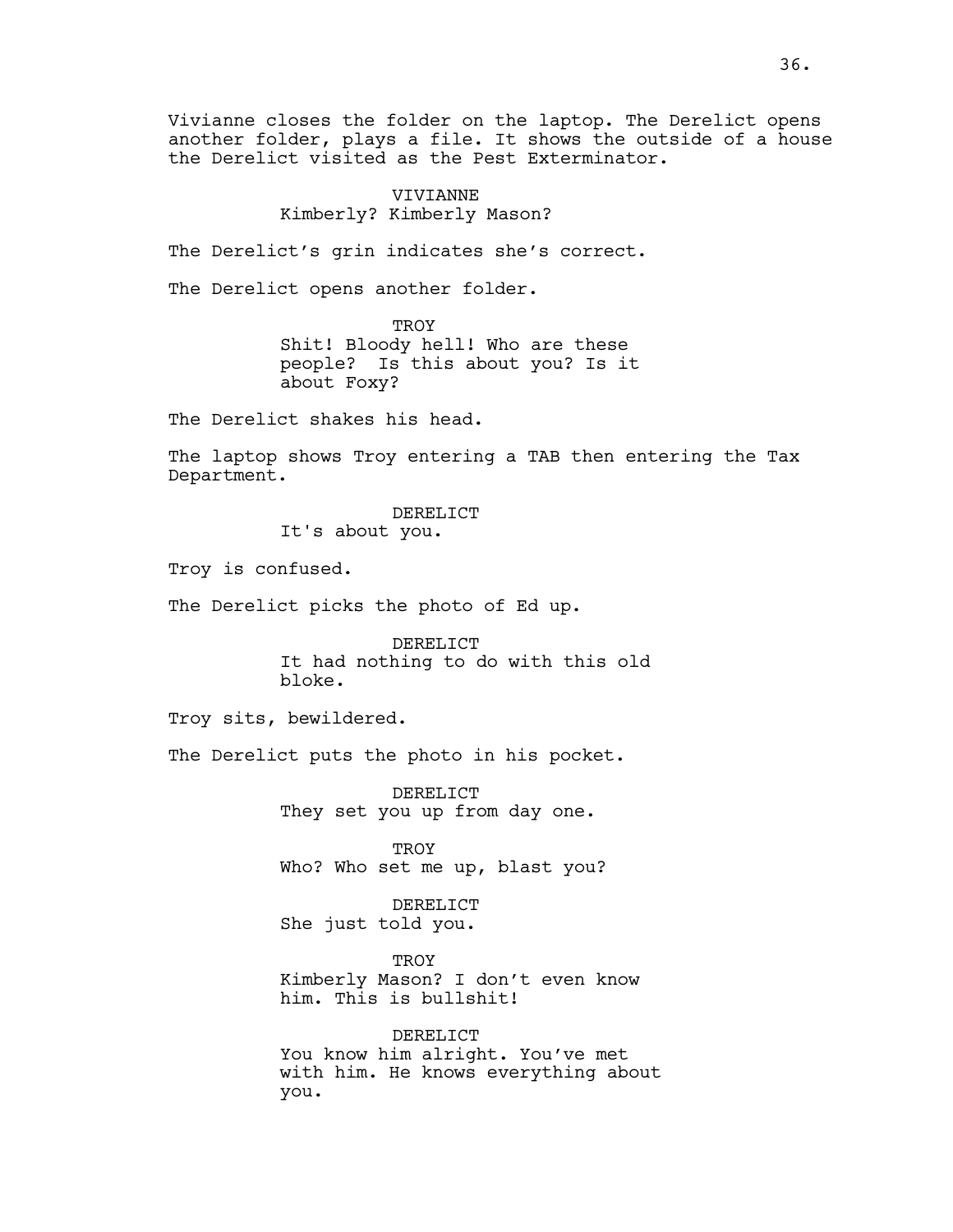Vivianne closes the folder on the laptop. The Derelict opens another folder, plays a file. It shows the outside of a house the Derelict visited as the Pest Exterminator.

VIVIANNE
Kimberly? Kimberly Mason?

The Derelict's grin indicates she's correct.

The Derelict opens another folder.

TROY
Shit! Bloody hell! Who are these people? Is this about you? Is it about Foxy?

The Derelict shakes his head.

The laptop shows Troy entering a TAB then entering the Tax Department.

DERELICT
It's about you.

Troy is confused.

The Derelict picks the photo of Ed up.

DERELICT
It had nothing to do with this old bloke.

Troy sits, bewildered.

The Derelict puts the photo in his pocket.

DERELICT
They set you up from day one.

TROY
Who? Who set me up, blast you?

DERELICT
She just told you.

TROY
Kimberly Mason? I don't even know him. This is bullshit!

DERELICT
You know him alright. You've met with him. He knows everything about you.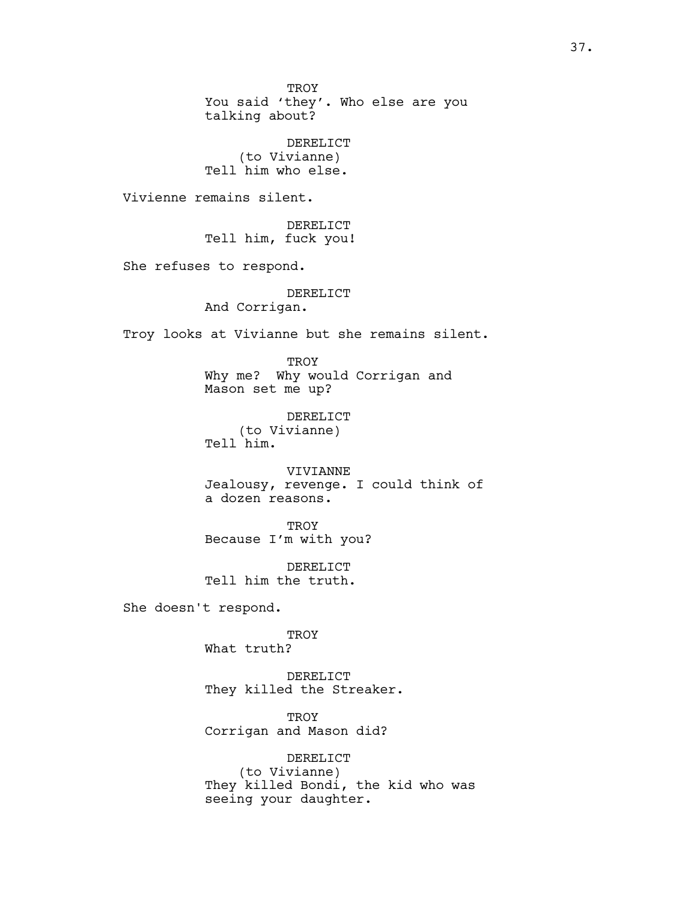TROY
You said 'they'. Who else are you talking about?

DERELICT
(to Vivianne)
Tell him who else.

Vivienne remains silent.

DERELICT
Tell him, fuck you!

She refuses to respond.

DERELICT
And Corrigan.

Troy looks at Vivianne but she remains silent.

TROY
Why me? Why would Corrigan and Mason set me up?

DERELICT
(to Vivianne)
Tell him.

VIVIANNE
Jealousy, revenge. I could think of a dozen reasons.

TROY
Because I'm with you?

DERELICT
Tell him the truth.

She doesn't respond.

TROY
What truth?

DERELICT
They killed the Streaker.

TROY
Corrigan and Mason did?

DERELICT
(to Vivianne)
They killed Bondi, the kid who was seeing your daughter.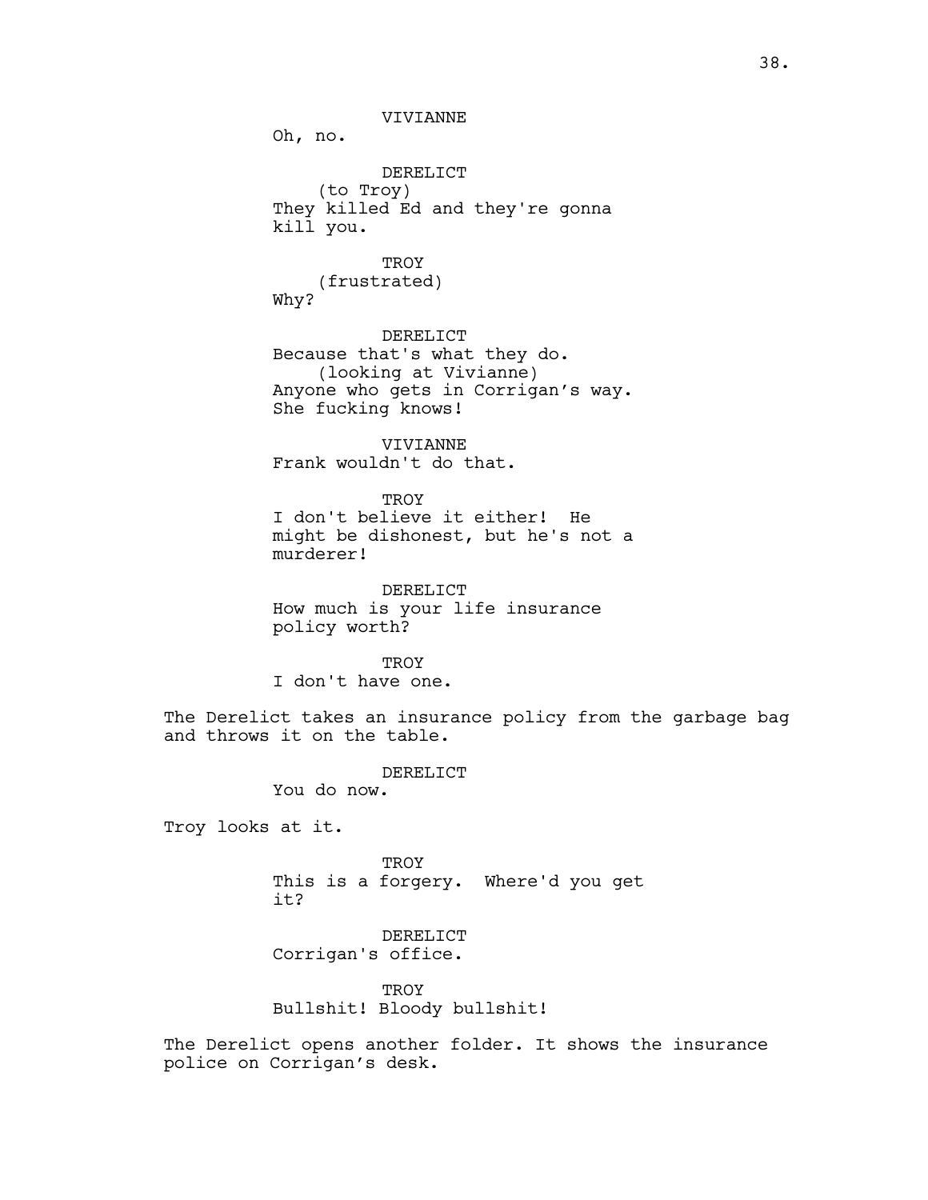VIVIANNE
Oh, no.

DERELICT
(to Troy)
They killed Ed and they're gonna kill you.

TROY
(frustrated)
Why?

DERELICT
Because that's what they do.
(looking at Vivianne)
Anyone who gets in Corrigan's way. She fucking knows!

VIVIANNE
Frank wouldn't do that.

TROY
I don't believe it either! He might be dishonest, but he's not a murderer!

DERELICT
How much is your life insurance policy worth?

TROY
I don't have one.

The Derelict takes an insurance policy from the garbage bag and throws it on the table.

DERELICT
You do now.

Troy looks at it.

TROY
This is a forgery. Where'd you get it?

DERELICT
Corrigan's office.

TROY
Bullshit! Bloody bullshit!

The Derelict opens another folder. It shows the insurance police on Corrigan's desk.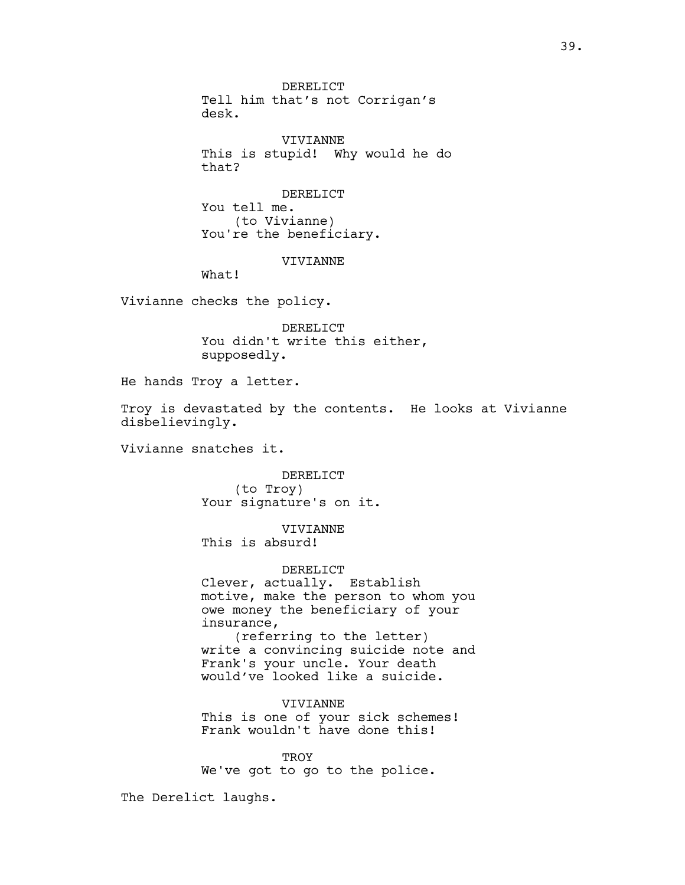DERELICT
Tell him that's not Corrigan's desk.

VIVIANNE
This is stupid!  Why would he do that?

DERELICT
You tell me.
(to Vivianne)
You're the beneficiary.

VIVIANNE
What!

Vivianne checks the policy.

DERELICT
You didn't write this either, supposedly.

He hands Troy a letter.

Troy is devastated by the contents.  He looks at Vivianne disbelievingly.

Vivianne snatches it.

DERELICT
(to Troy)
Your signature's on it.

VIVIANNE
This is absurd!

DERELICT
Clever, actually.  Establish motive, make the person to whom you owe money the beneficiary of your insurance,
(referring to the letter)
write a convincing suicide note and Frank's your uncle. Your death would've looked like a suicide.

VIVIANNE
This is one of your sick schemes!  Frank wouldn't have done this!

TROY
We've got to go to the police.

The Derelict laughs.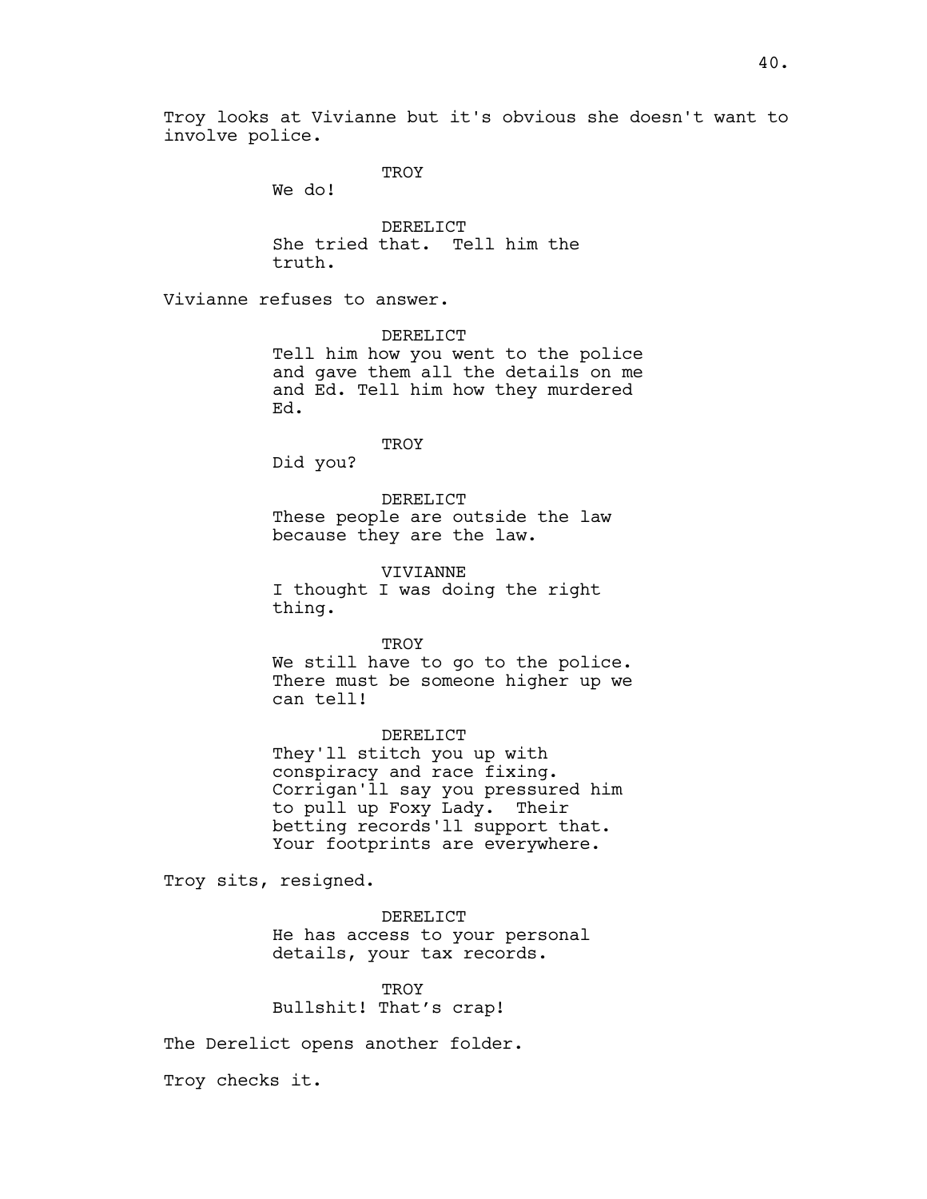Troy looks at Vivianne but it's obvious she doesn't want to involve police.

TROY
We do!

DERELICT
She tried that. Tell him the truth.

Vivianne refuses to answer.

DERELICT
Tell him how you went to the police and gave them all the details on me and Ed. Tell him how they murdered Ed.

TROY
Did you?

DERELICT
These people are outside the law because they are the law.

VIVIANNE
I thought I was doing the right thing.

TROY
We still have to go to the police. There must be someone higher up we can tell!

DERELICT
They'll stitch you up with conspiracy and race fixing. Corrigan'll say you pressured him to pull up Foxy Lady. Their betting records'll support that. Your footprints are everywhere.

Troy sits, resigned.

DERELICT
He has access to your personal details, your tax records.

TROY
Bullshit! That's crap!

The Derelict opens another folder.

Troy checks it.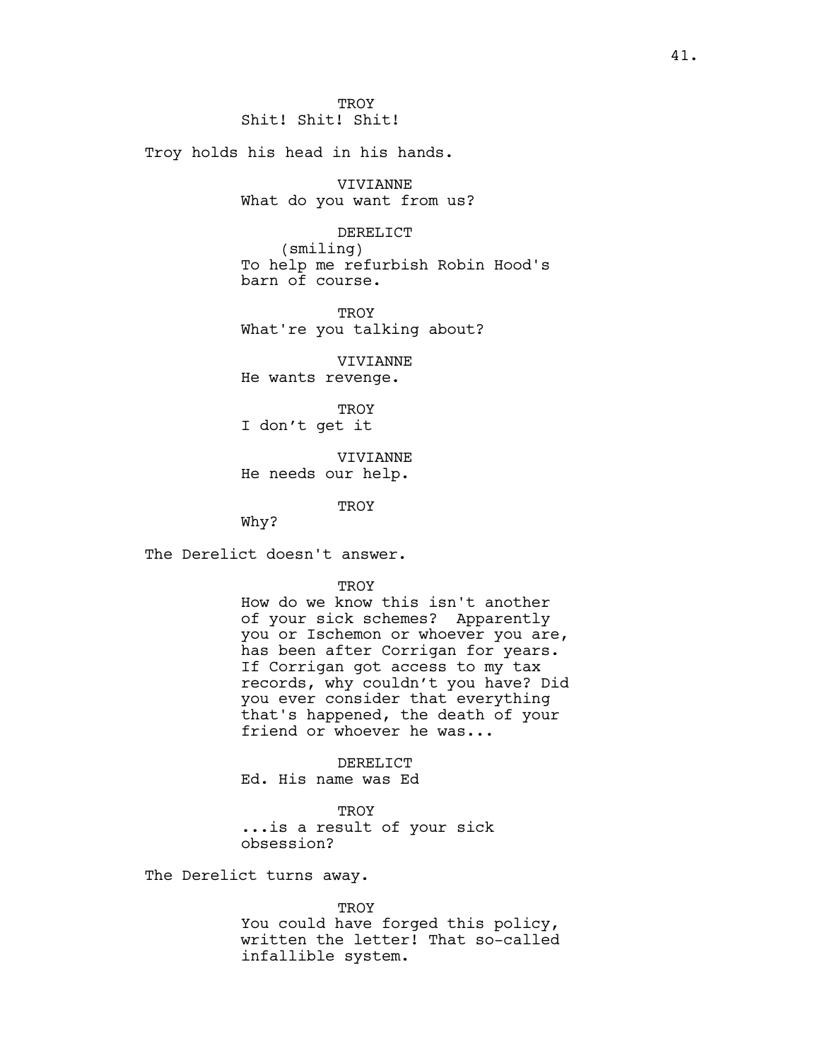TROY
Shit! Shit! Shit!

Troy holds his head in his hands.

VIVIANNE
What do you want from us?

DERELICT
(smiling)
To help me refurbish Robin Hood's barn of course.

TROY
What're you talking about?

VIVIANNE
He wants revenge.

TROY
I don't get it

VIVIANNE
He needs our help.

TROY
Why?

The Derelict doesn't answer.

TROY
How do we know this isn't another of your sick schemes? Apparently you or Ischemon or whoever you are, has been after Corrigan for years. If Corrigan got access to my tax records, why couldn't you have? Did you ever consider that everything that's happened, the death of your friend or whoever he was...

DERELICT
Ed. His name was Ed

TROY
...is a result of your sick obsession?

The Derelict turns away.

TROY
You could have forged this policy, written the letter! That so-called infallible system.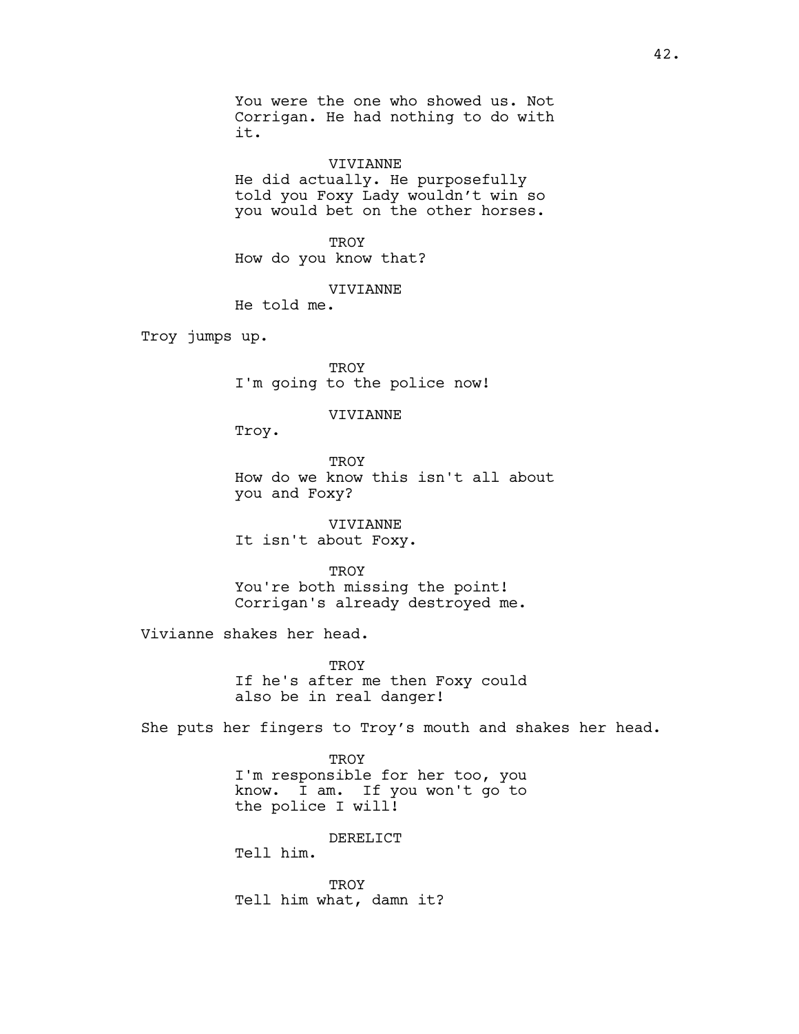You were the one who showed us. Not Corrigan. He had nothing to do with it.

VIVIANNE
He did actually. He purposefully told you Foxy Lady wouldn't win so you would bet on the other horses.

TROY
How do you know that?

VIVIANNE
He told me.

Troy jumps up.

TROY
I'm going to the police now!

VIVIANNE
Troy.

TROY
How do we know this isn't all about you and Foxy?

VIVIANNE
It isn't about Foxy.

TROY
You're both missing the point! Corrigan's already destroyed me.

Vivianne shakes her head.

TROY
If he's after me then Foxy could also be in real danger!

She puts her fingers to Troy's mouth and shakes her head.

TROY
I'm responsible for her too, you know. I am. If you won't go to the police I will!

DERELICT
Tell him.

TROY
Tell him what, damn it?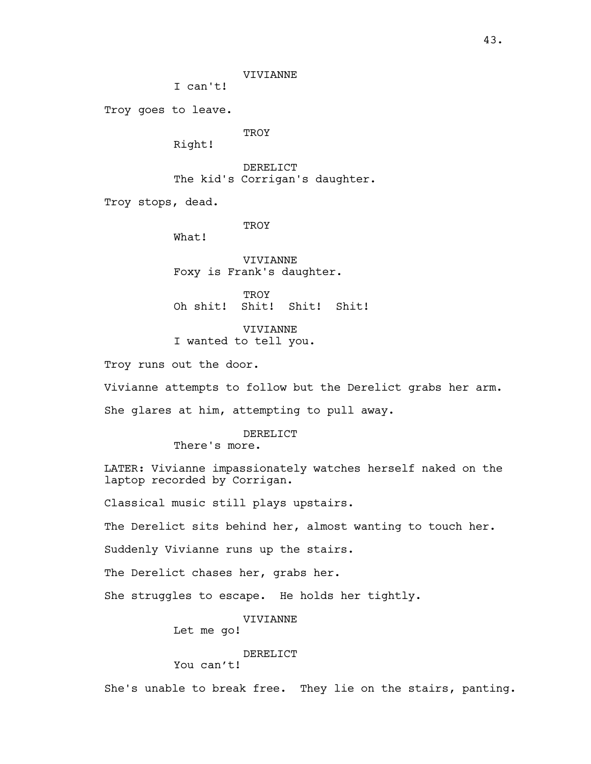VIVIANNE
I can't!

Troy goes to leave.

TROY
Right!

DERELICT
The kid's Corrigan's daughter.

Troy stops, dead.

TROY
What!

VIVIANNE
Foxy is Frank's daughter.

TROY
Oh shit! Shit! Shit! Shit!

VIVIANNE
I wanted to tell you.

Troy runs out the door.

Vivianne attempts to follow but the Derelict grabs her arm.

She glares at him, attempting to pull away.

DERELICT
There's more.

LATER: Vivianne impassionately watches herself naked on the laptop recorded by Corrigan.

Classical music still plays upstairs.

The Derelict sits behind her, almost wanting to touch her.

Suddenly Vivianne runs up the stairs.

The Derelict chases her, grabs her.

She struggles to escape. He holds her tightly.

VIVIANNE
Let me go!

DERELICT
You can't!

She's unable to break free. They lie on the stairs, panting.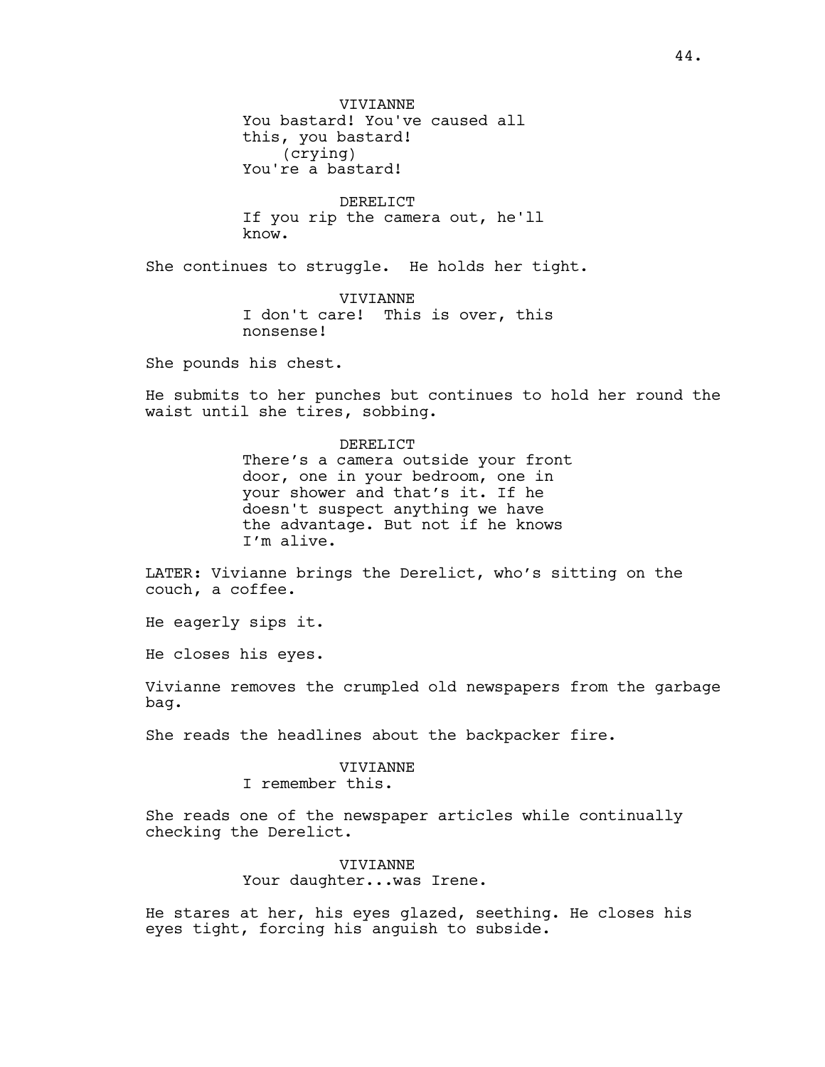VIVIANNE
You bastard! You've caused all this, you bastard!
(crying)
You're a bastard!

DERELICT
If you rip the camera out, he'll know.

She continues to struggle. He holds her tight.

VIVIANNE
I don't care! This is over, this nonsense!

She pounds his chest.

He submits to her punches but continues to hold her round the waist until she tires, sobbing.

DERELICT
There's a camera outside your front door, one in your bedroom, one in your shower and that's it. If he doesn't suspect anything we have the advantage. But not if he knows I'm alive.

LATER: Vivianne brings the Derelict, who's sitting on the couch, a coffee.

He eagerly sips it.

He closes his eyes.

Vivianne removes the crumpled old newspapers from the garbage bag.

She reads the headlines about the backpacker fire.

VIVIANNE
I remember this.

She reads one of the newspaper articles while continually checking the Derelict.

VIVIANNE
Your daughter...was Irene.

He stares at her, his eyes glazed, seething. He closes his eyes tight, forcing his anguish to subside.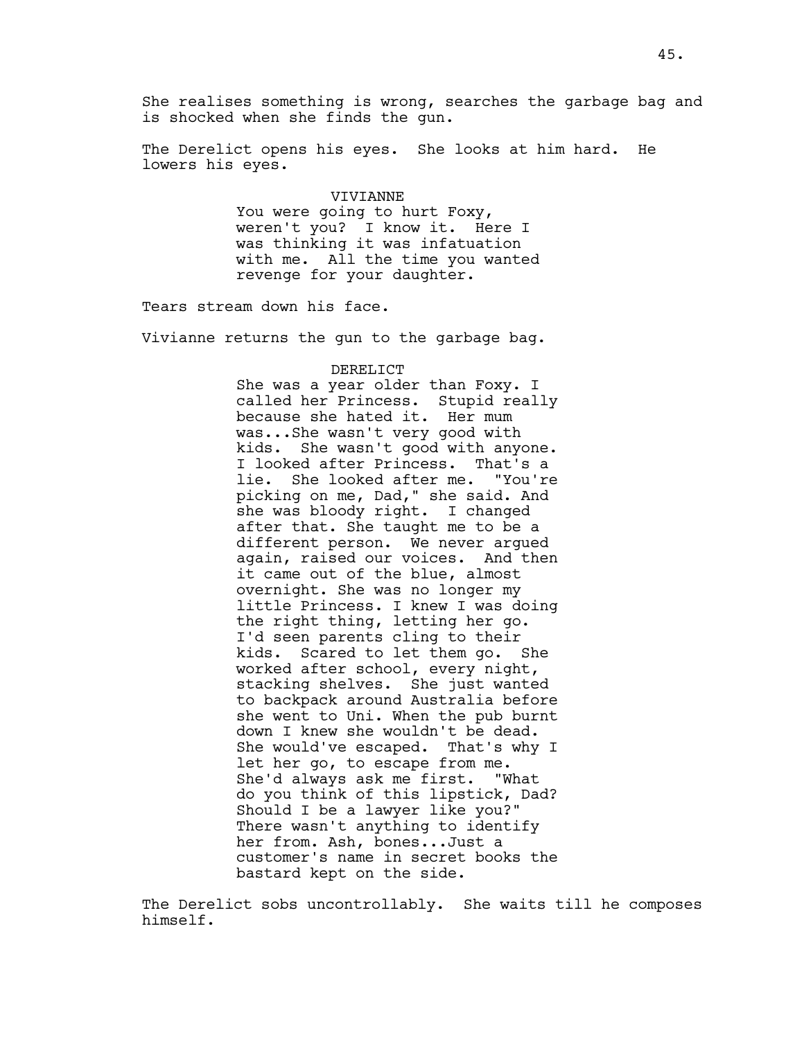She realises something is wrong, searches the garbage bag and is shocked when she finds the gun.

The Derelict opens his eyes. She looks at him hard. He lowers his eyes.

VIVIANNE
You were going to hurt Foxy, weren't you? I know it. Here I was thinking it was infatuation with me. All the time you wanted revenge for your daughter.

Tears stream down his face.

Vivianne returns the gun to the garbage bag.

DERELICT
She was a year older than Foxy. I called her Princess. Stupid really because she hated it. Her mum was...She wasn't very good with kids. She wasn't good with anyone. I looked after Princess. That's a lie. She looked after me. "You're picking on me, Dad," she said. And she was bloody right. I changed after that. She taught me to be a different person. We never argued again, raised our voices. And then it came out of the blue, almost overnight. She was no longer my little Princess. I knew I was doing the right thing, letting her go. I'd seen parents cling to their kids. Scared to let them go. She worked after school, every night, stacking shelves. She just wanted to backpack around Australia before she went to Uni. When the pub burnt down I knew she wouldn't be dead. She would've escaped. That's why I let her go, to escape from me. She'd always ask me first. "What do you think of this lipstick, Dad? Should I be a lawyer like you?" There wasn't anything to identify her from. Ash, bones...Just a customer's name in secret books the bastard kept on the side.

The Derelict sobs uncontrollably. She waits till he composes himself.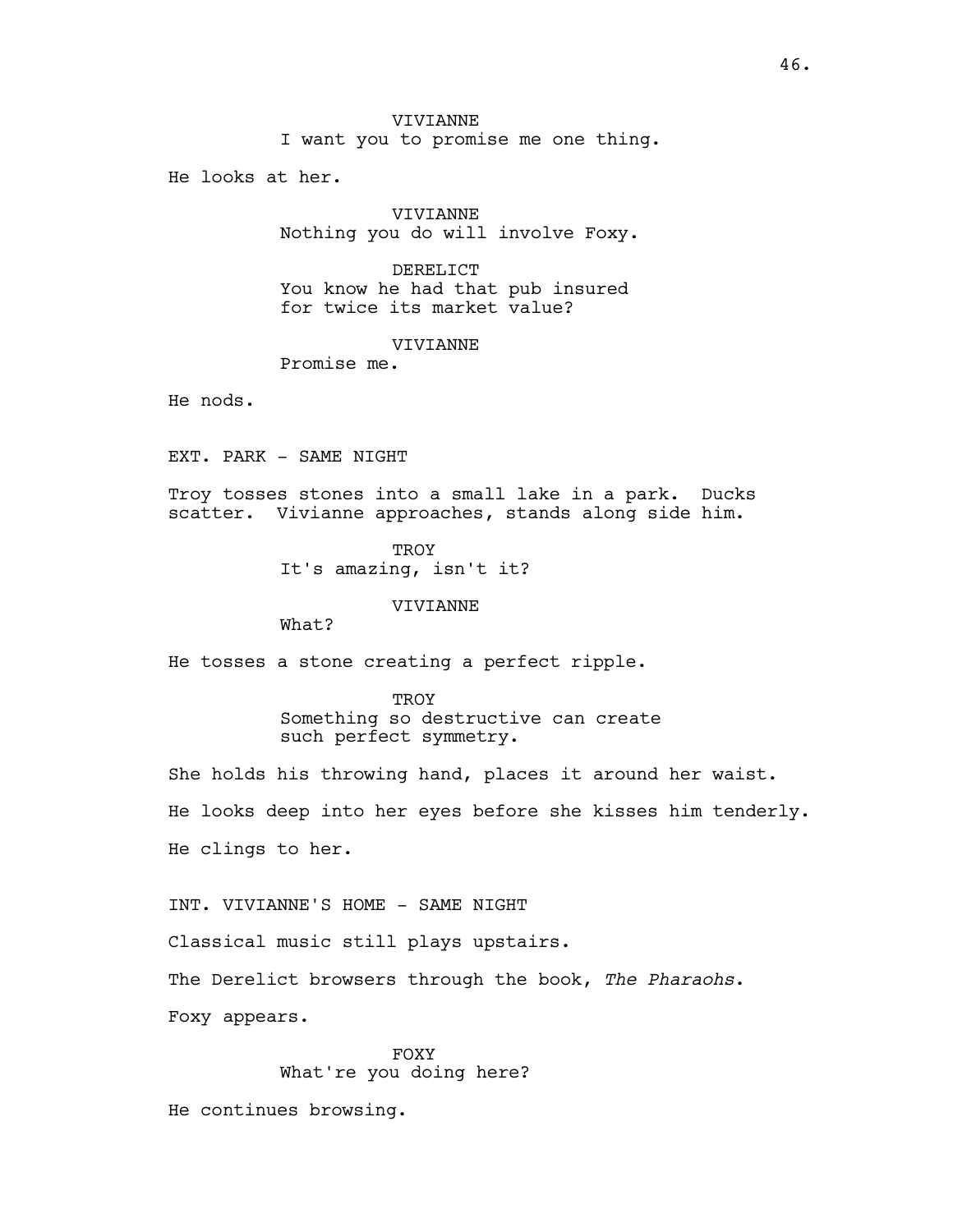VIVIANNE
I want you to promise me one thing.

He looks at her.

VIVIANNE
Nothing you do will involve Foxy.

DERELICT
You know he had that pub insured for twice its market value?

VIVIANNE
Promise me.

He nods.

EXT. PARK - SAME NIGHT

Troy tosses stones into a small lake in a park. Ducks scatter. Vivianne approaches, stands along side him.

TROY
It's amazing, isn't it?

VIVIANNE
What?

He tosses a stone creating a perfect ripple.

TROY
Something so destructive can create such perfect symmetry.

She holds his throwing hand, places it around her waist.

He looks deep into her eyes before she kisses him tenderly.

He clings to her.

INT. VIVIANNE'S HOME - SAME NIGHT

Classical music still plays upstairs.

The Derelict browsers through the book, *The Pharaohs*.

Foxy appears.

FOXY
What're you doing here?

He continues browsing.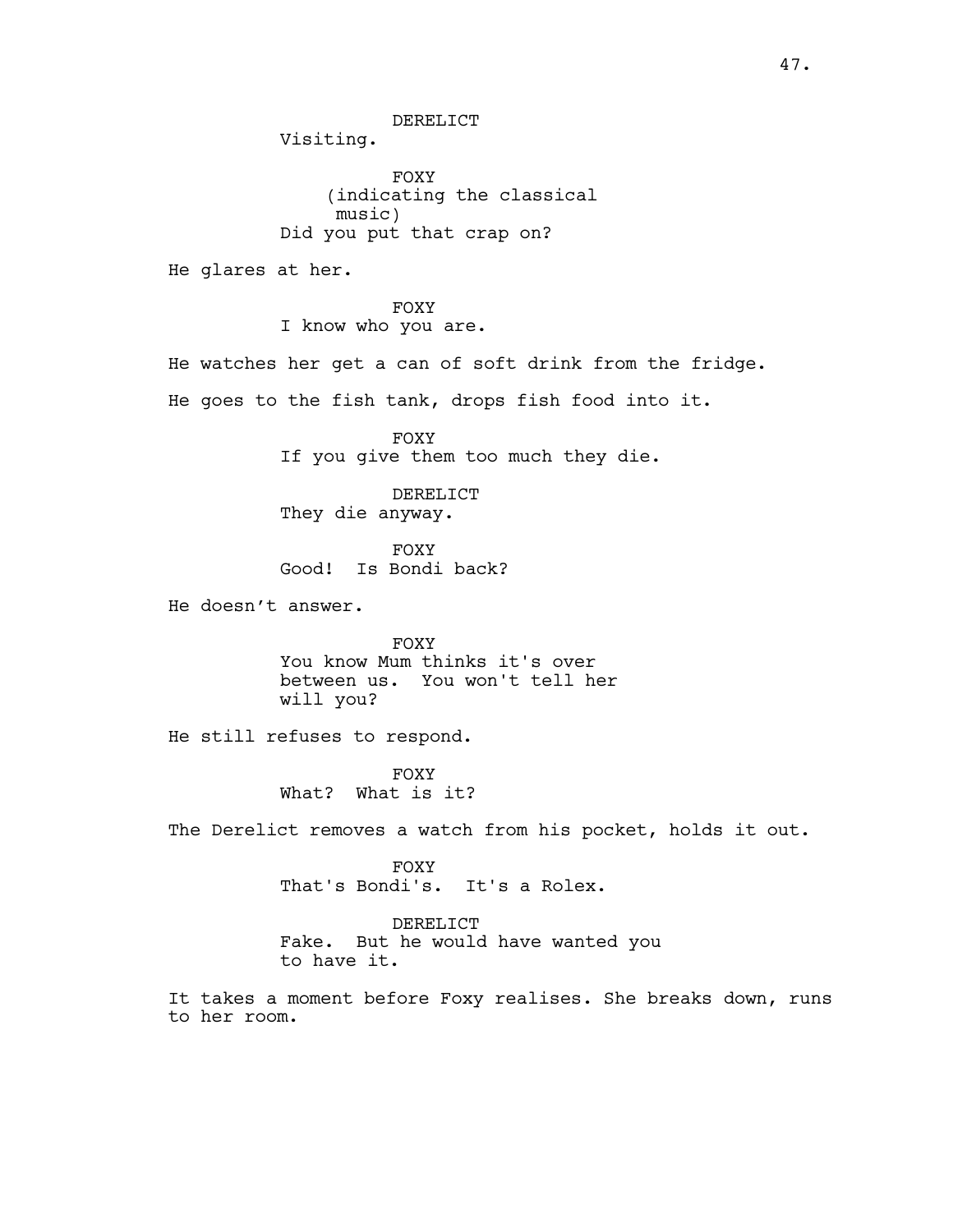DERELICT
Visiting.

FOXY
(indicating the classical music)
Did you put that crap on?

He glares at her.

FOXY
I know who you are.

He watches her get a can of soft drink from the fridge.

He goes to the fish tank, drops fish food into it.

FOXY
If you give them too much they die.

DERELICT
They die anyway.

FOXY
Good! Is Bondi back?

He doesn't answer.

FOXY
You know Mum thinks it's over between us. You won't tell her will you?

He still refuses to respond.

FOXY
What? What is it?

The Derelict removes a watch from his pocket, holds it out.

FOXY
That's Bondi's. It's a Rolex.

DERELICT
Fake. But he would have wanted you to have it.

It takes a moment before Foxy realises. She breaks down, runs to her room.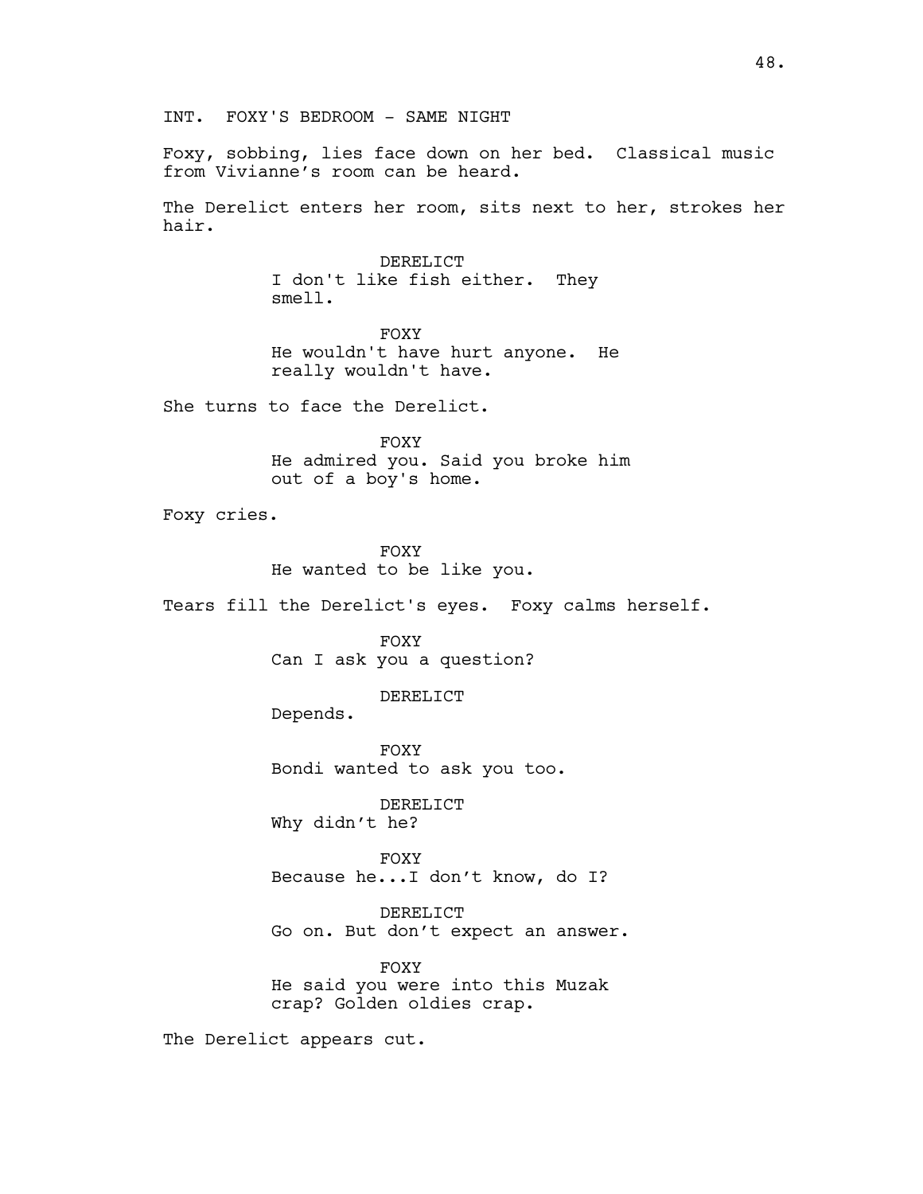INT. FOXY'S BEDROOM - SAME NIGHT

Foxy, sobbing, lies face down on her bed. Classical music from Vivianne's room can be heard.

The Derelict enters her room, sits next to her, strokes her hair.

DERELICT
I don't like fish either. They smell.

FOXY
He wouldn't have hurt anyone. He really wouldn't have.

She turns to face the Derelict.

FOXY
He admired you. Said you broke him out of a boy's home.

Foxy cries.

FOXY
He wanted to be like you.

Tears fill the Derelict's eyes. Foxy calms herself.

FOXY
Can I ask you a question?

DERELICT
Depends.

FOXY
Bondi wanted to ask you too.

DERELICT
Why didn't he?

FOXY
Because he...I don't know, do I?

DERELICT
Go on. But don't expect an answer.

FOXY
He said you were into this Muzak crap? Golden oldies crap.

The Derelict appears cut.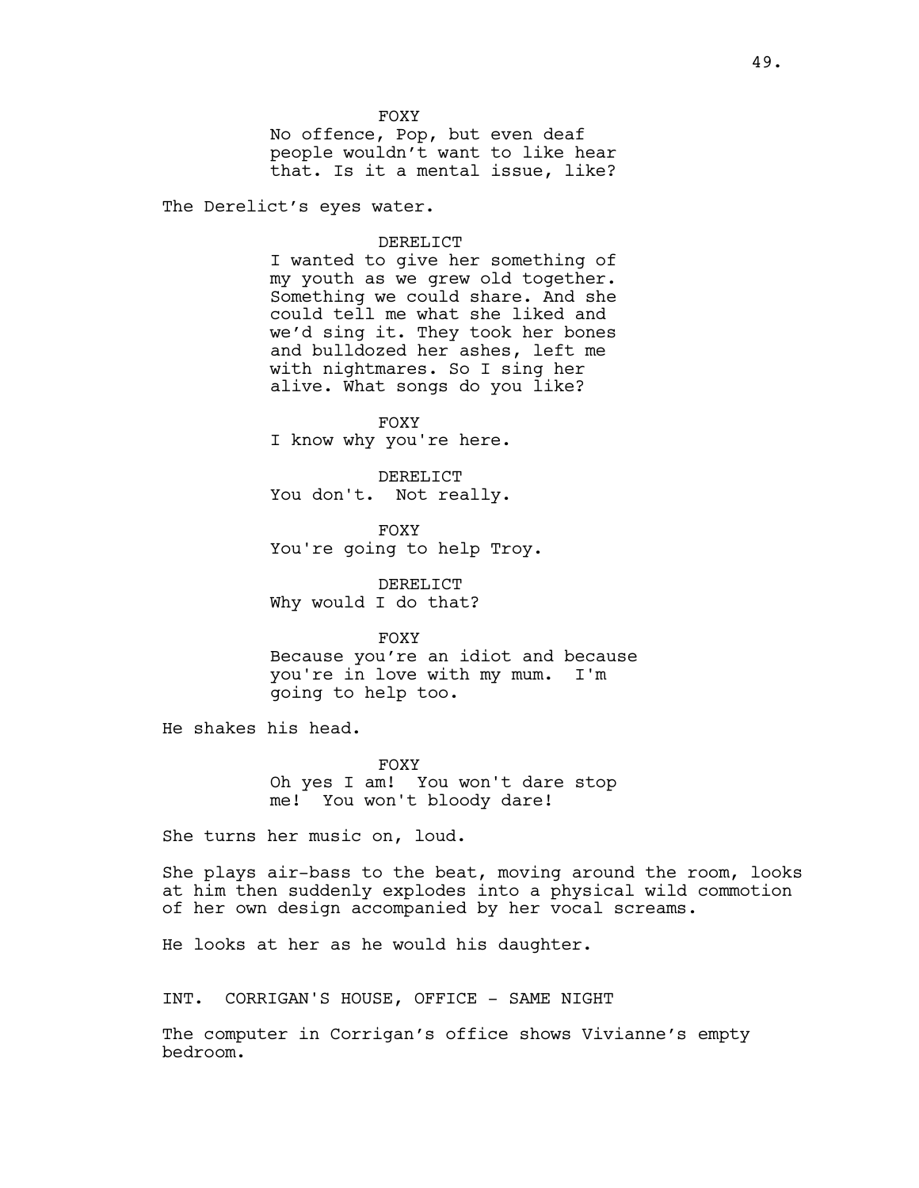FOXY

No offence, Pop, but even deaf people wouldn't want to like hear that. Is it a mental issue, like?

The Derelict's eyes water.

DERELICT

I wanted to give her something of my youth as we grew old together. Something we could share. And she could tell me what she liked and we'd sing it. They took her bones and bulldozed her ashes, left me with nightmares. So I sing her alive. What songs do you like?

FOXY

I know why you're here.

DERELICT

You don't. Not really.

FOXY

You're going to help Troy.

DERELICT

Why would I do that?

FOXY

Because you're an idiot and because you're in love with my mum. I'm going to help too.

He shakes his head.

FOXY

Oh yes I am! You won't dare stop me! You won't bloody dare!

She turns her music on, loud.

She plays air-bass to the beat, moving around the room, looks at him then suddenly explodes into a physical wild commotion of her own design accompanied by her vocal screams.

He looks at her as he would his daughter.

INT. CORRIGAN'S HOUSE, OFFICE - SAME NIGHT

The computer in Corrigan's office shows Vivianne's empty bedroom.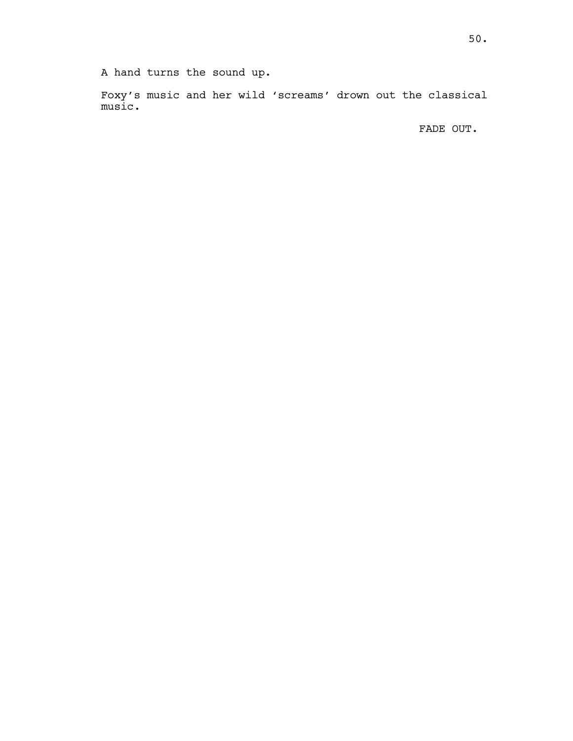A hand turns the sound up.

Foxy's music and her wild 'screams' drown out the classical music.

FADE OUT.